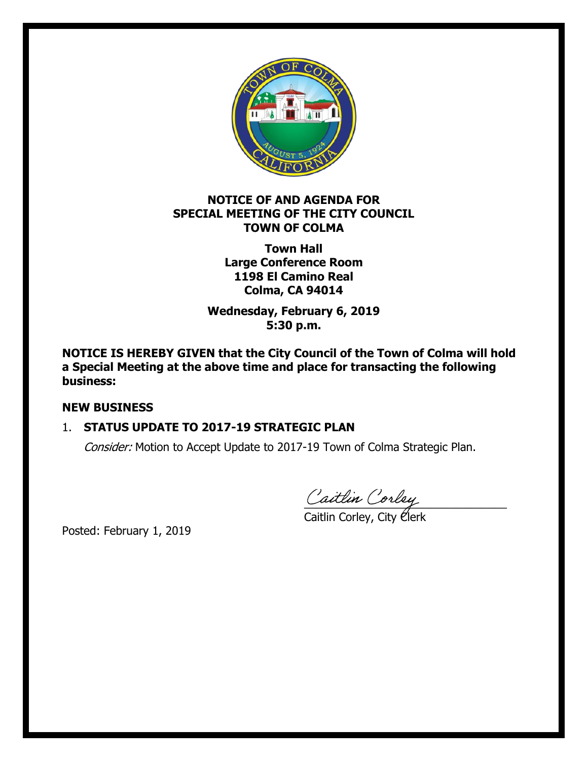**NOTICE OF AND AGENDA FOR**
**SPECIAL MEETING OF THE CITY COUNCIL**
**TOWN OF COLMA**

**Town Hall**
**Large Conference Room**
**1198 El Camino Real**
**Colma, CA 94014**

**Wednesday, February 6, 2019**
**5:30 p.m.**

**NOTICE IS HEREBY GIVEN that the City Council of the Town of Colma will hold a Special Meeting at the above time and place for transacting the following business:**

## NEW BUSINESS

1. **STATUS UPDATE TO 2017-19 STRATEGIC PLAN**

   *Consider:* Motion to Accept Update to 2017-19 Town of Colma Strategic Plan.

Caitlin Corley

Caitlin Corley, City Clerk

Posted: February 1, 2019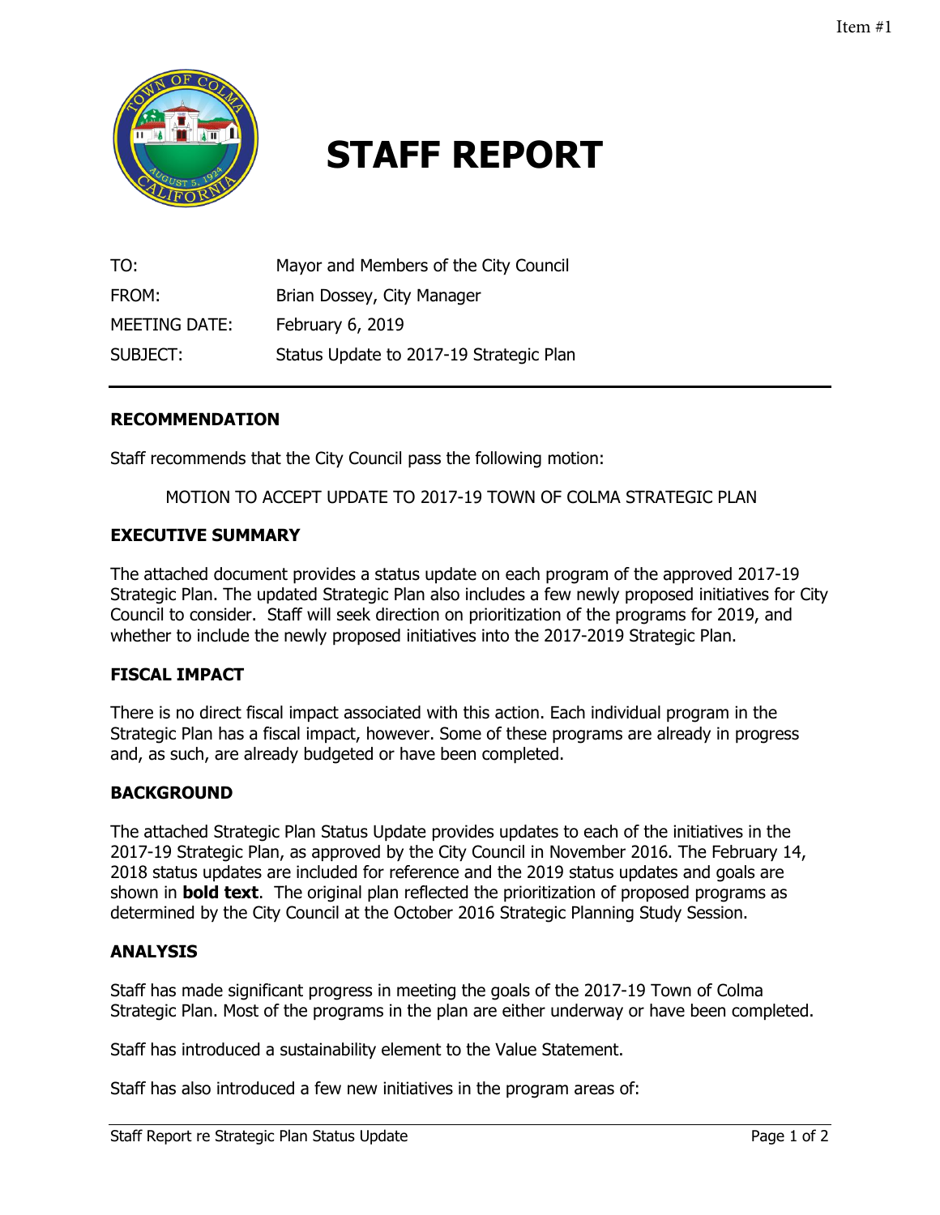Item #1

# STAFF REPORT

| | |
|---|---|
| TO: | Mayor and Members of the City Council |
| FROM: | Brian Dossey, City Manager |
| MEETING DATE: | February 6, 2019 |
| SUBJECT: | Status Update to 2017-19 Strategic Plan |

## RECOMMENDATION

Staff recommends that the City Council pass the following motion:

MOTION TO ACCEPT UPDATE TO 2017-19 TOWN OF COLMA STRATEGIC PLAN

## EXECUTIVE SUMMARY

The attached document provides a status update on each program of the approved 2017-19 Strategic Plan. The updated Strategic Plan also includes a few newly proposed initiatives for City Council to consider. Staff will seek direction on prioritization of the programs for 2019, and whether to include the newly proposed initiatives into the 2017-2019 Strategic Plan.

## FISCAL IMPACT

There is no direct fiscal impact associated with this action. Each individual program in the Strategic Plan has a fiscal impact, however. Some of these programs are already in progress and, as such, are already budgeted or have been completed.

## BACKGROUND

The attached Strategic Plan Status Update provides updates to each of the initiatives in the 2017-19 Strategic Plan, as approved by the City Council in November 2016. The February 14, 2018 status updates are included for reference and the 2019 status updates and goals are shown in **bold text**. The original plan reflected the prioritization of proposed programs as determined by the City Council at the October 2016 Strategic Planning Study Session.

## ANALYSIS

Staff has made significant progress in meeting the goals of the 2017-19 Town of Colma Strategic Plan. Most of the programs in the plan are either underway or have been completed.

Staff has introduced a sustainability element to the Value Statement.

Staff has also introduced a few new initiatives in the program areas of: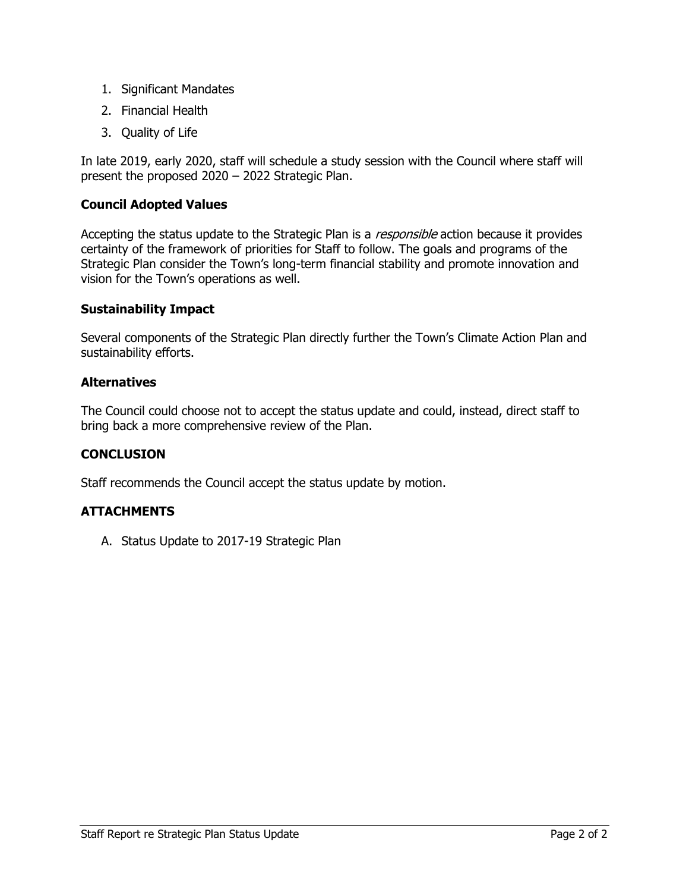1. Significant Mandates
2. Financial Health
3. Quality of Life

In late 2019, early 2020, staff will schedule a study session with the Council where staff will present the proposed 2020 – 2022 Strategic Plan.

### Council Adopted Values

Accepting the status update to the Strategic Plan is a *responsible* action because it provides certainty of the framework of priorities for Staff to follow. The goals and programs of the Strategic Plan consider the Town's long-term financial stability and promote innovation and vision for the Town's operations as well.

### Sustainability Impact

Several components of the Strategic Plan directly further the Town's Climate Action Plan and sustainability efforts.

### Alternatives

The Council could choose not to accept the status update and could, instead, direct staff to bring back a more comprehensive review of the Plan.

### CONCLUSION

Staff recommends the Council accept the status update by motion.

### ATTACHMENTS

A. Status Update to 2017-19 Strategic Plan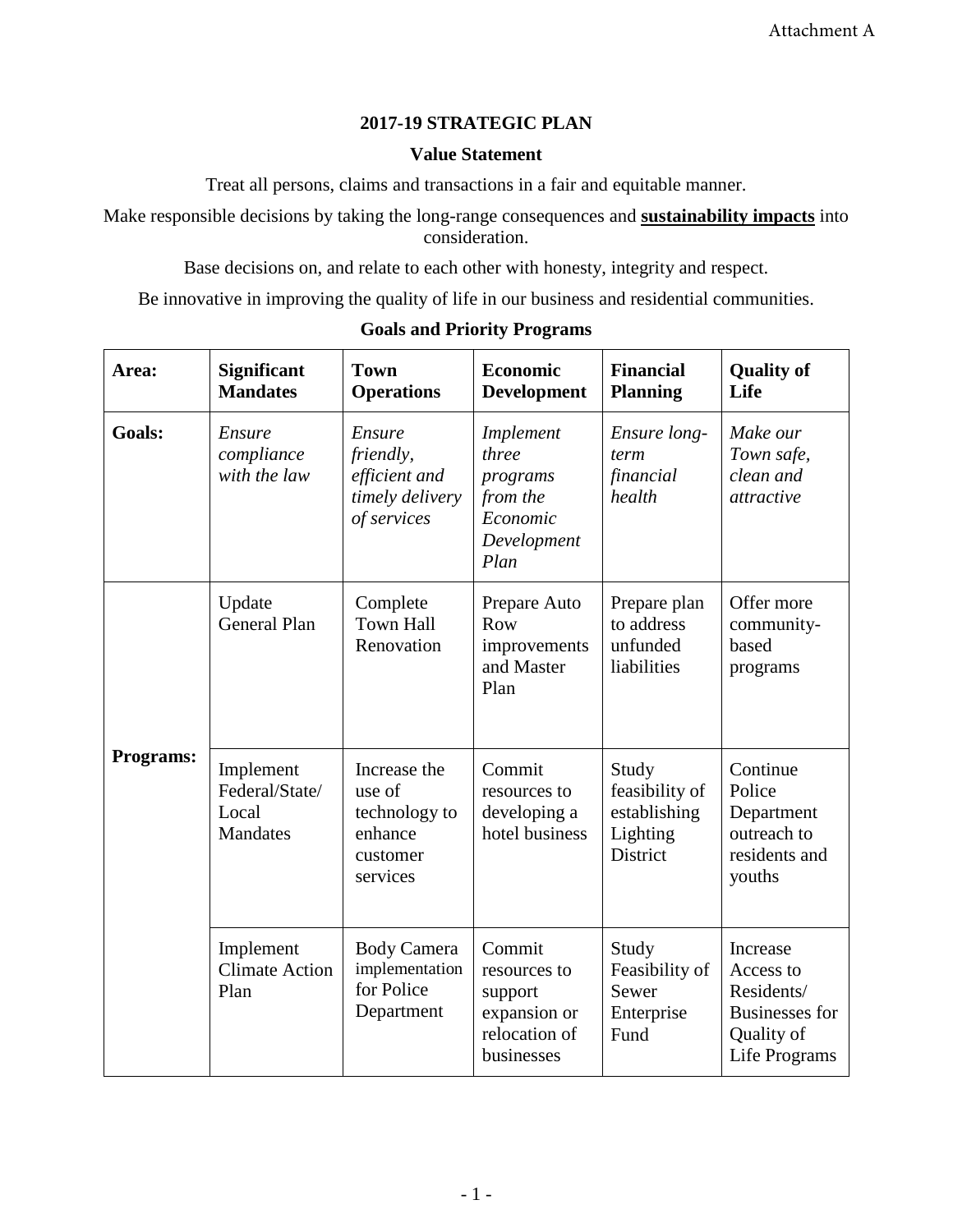Attachment A

# 2017-19 STRATEGIC PLAN

## Value Statement

Treat all persons, claims and transactions in a fair and equitable manner.

Make responsible decisions by taking the long-range consequences and **sustainability impacts** into consideration.

Base decisions on, and relate to each other with honesty, integrity and respect.

Be innovative in improving the quality of life in our business and residential communities.

## Goals and Priority Programs

| Area: | Significant Mandates | Town Operations | Economic Development | Financial Planning | Quality of Life |
|---|---|---|---|---|---|
| **Goals:** | *Ensure compliance with the law* | *Ensure friendly, efficient and timely delivery of services* | *Implement three programs from the Economic Development Plan* | *Ensure long-term financial health* | *Make our Town safe, clean and attractive* |
| **Programs:** | Update General Plan | Complete Town Hall Renovation | Prepare Auto Row improvements and Master Plan | Prepare plan to address unfunded liabilities | Offer more community-based programs |
| | Implement Federal/State/ Local Mandates | Increase the use of technology to enhance customer services | Commit resources to developing a hotel business | Study feasibility of establishing Lighting District | Continue Police Department outreach to residents and youths |
| | Implement Climate Action Plan | Body Camera implementation for Police Department | Commit resources to support expansion or relocation of businesses | Study Feasibility of Sewer Enterprise Fund | Increase Access to Residents/ Businesses for Quality of Life Programs |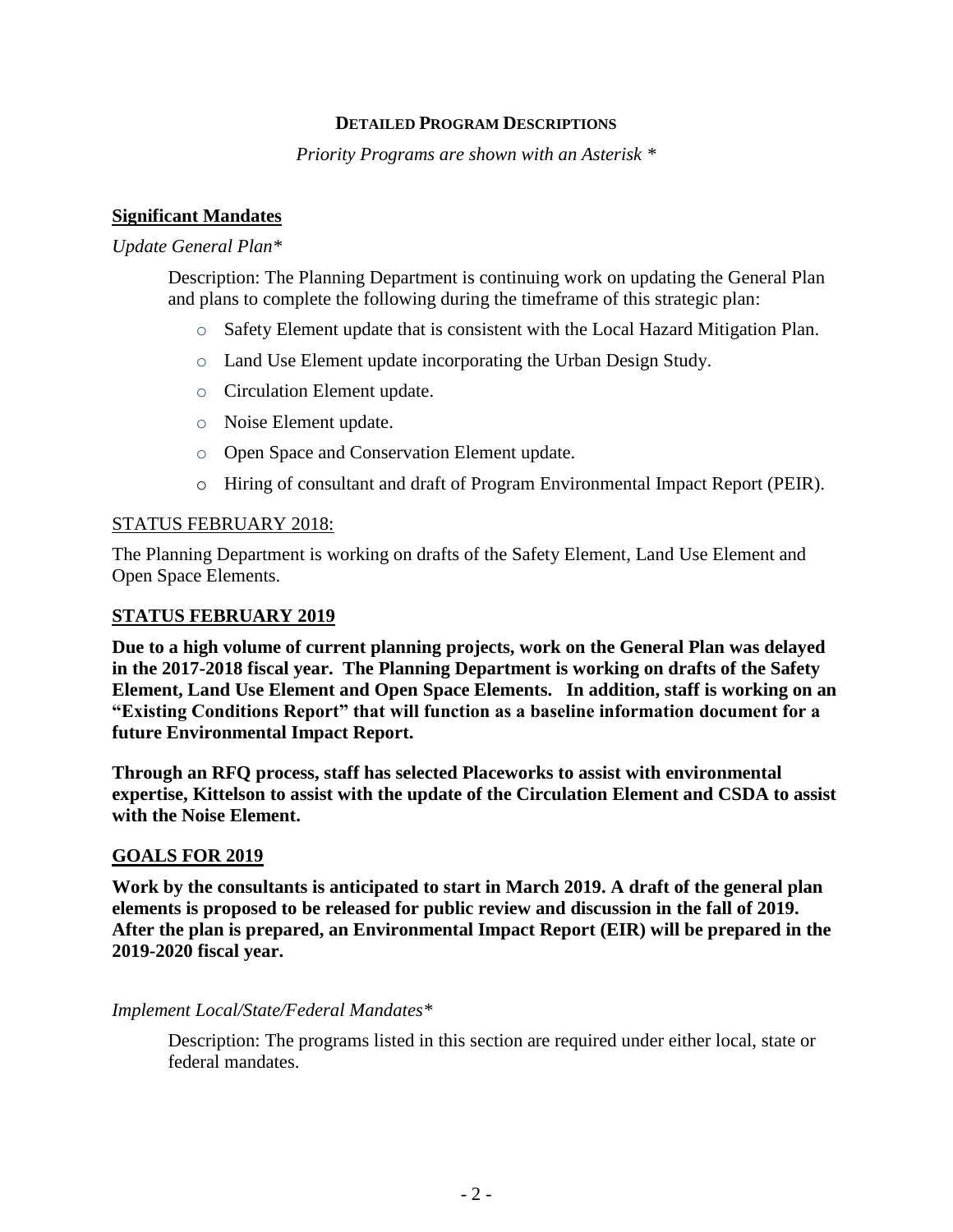## DETAILED PROGRAM DESCRIPTIONS

*Priority Programs are shown with an Asterisk **

### Significant Mandates

*Update General Plan**

Description: The Planning Department is continuing work on updating the General Plan and plans to complete the following during the timeframe of this strategic plan:

- Safety Element update that is consistent with the Local Hazard Mitigation Plan.
- Land Use Element update incorporating the Urban Design Study.
- Circulation Element update.
- Noise Element update.
- Open Space and Conservation Element update.
- Hiring of consultant and draft of Program Environmental Impact Report (PEIR).

STATUS FEBRUARY 2018:

The Planning Department is working on drafts of the Safety Element, Land Use Element and Open Space Elements.

**STATUS FEBRUARY 2019**

**Due to a high volume of current planning projects, work on the General Plan was delayed in the 2017-2018 fiscal year. The Planning Department is working on drafts of the Safety Element, Land Use Element and Open Space Elements. In addition, staff is working on an "Existing Conditions Report" that will function as a baseline information document for a future Environmental Impact Report.**

**Through an RFQ process, staff has selected Placeworks to assist with environmental expertise, Kittelson to assist with the update of the Circulation Element and CSDA to assist with the Noise Element.**

**GOALS FOR 2019**

**Work by the consultants is anticipated to start in March 2019. A draft of the general plan elements is proposed to be released for public review and discussion in the fall of 2019. After the plan is prepared, an Environmental Impact Report (EIR) will be prepared in the 2019-2020 fiscal year.**

*Implement Local/State/Federal Mandates**

Description: The programs listed in this section are required under either local, state or federal mandates.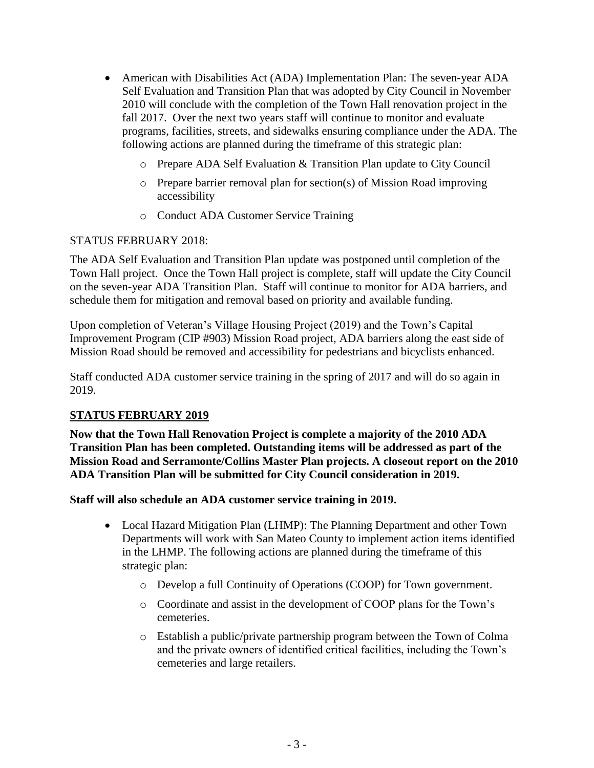- American with Disabilities Act (ADA) Implementation Plan: The seven-year ADA Self Evaluation and Transition Plan that was adopted by City Council in November 2010 will conclude with the completion of the Town Hall renovation project in the fall 2017. Over the next two years staff will continue to monitor and evaluate programs, facilities, streets, and sidewalks ensuring compliance under the ADA. The following actions are planned during the timeframe of this strategic plan:
  - Prepare ADA Self Evaluation & Transition Plan update to City Council
  - Prepare barrier removal plan for section(s) of Mission Road improving accessibility
  - Conduct ADA Customer Service Training

STATUS FEBRUARY 2018:

The ADA Self Evaluation and Transition Plan update was postponed until completion of the Town Hall project. Once the Town Hall project is complete, staff will update the City Council on the seven-year ADA Transition Plan. Staff will continue to monitor for ADA barriers, and schedule them for mitigation and removal based on priority and available funding.

Upon completion of Veteran's Village Housing Project (2019) and the Town's Capital Improvement Program (CIP #903) Mission Road project, ADA barriers along the east side of Mission Road should be removed and accessibility for pedestrians and bicyclists enhanced.

Staff conducted ADA customer service training in the spring of 2017 and will do so again in 2019.

**STATUS FEBRUARY 2019**

**Now that the Town Hall Renovation Project is complete a majority of the 2010 ADA Transition Plan has been completed. Outstanding items will be addressed as part of the Mission Road and Serramonte/Collins Master Plan projects. A closeout report on the 2010 ADA Transition Plan will be submitted for City Council consideration in 2019.**

**Staff will also schedule an ADA customer service training in 2019.**

- Local Hazard Mitigation Plan (LHMP): The Planning Department and other Town Departments will work with San Mateo County to implement action items identified in the LHMP. The following actions are planned during the timeframe of this strategic plan:
  - Develop a full Continuity of Operations (COOP) for Town government.
  - Coordinate and assist in the development of COOP plans for the Town's cemeteries.
  - Establish a public/private partnership program between the Town of Colma and the private owners of identified critical facilities, including the Town's cemeteries and large retailers.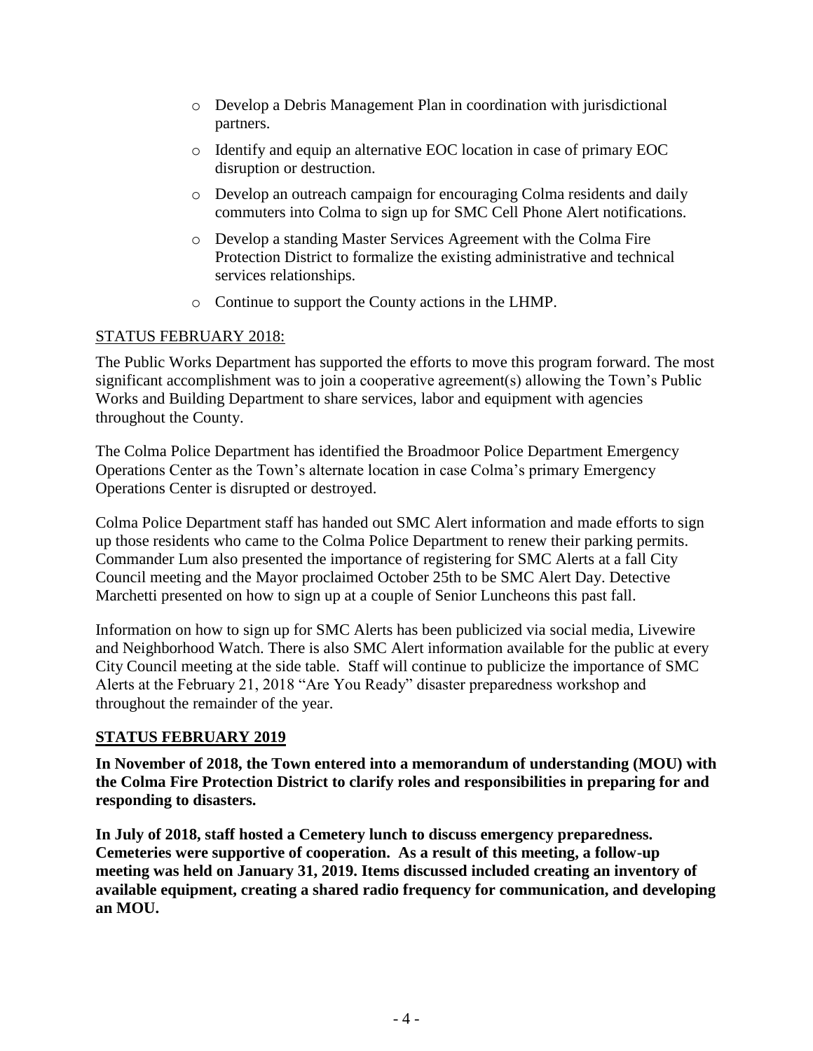- Develop a Debris Management Plan in coordination with jurisdictional partners.
- Identify and equip an alternative EOC location in case of primary EOC disruption or destruction.
- Develop an outreach campaign for encouraging Colma residents and daily commuters into Colma to sign up for SMC Cell Phone Alert notifications.
- Develop a standing Master Services Agreement with the Colma Fire Protection District to formalize the existing administrative and technical services relationships.
- Continue to support the County actions in the LHMP.

STATUS FEBRUARY 2018:

The Public Works Department has supported the efforts to move this program forward. The most significant accomplishment was to join a cooperative agreement(s) allowing the Town's Public Works and Building Department to share services, labor and equipment with agencies throughout the County.

The Colma Police Department has identified the Broadmoor Police Department Emergency Operations Center as the Town's alternate location in case Colma's primary Emergency Operations Center is disrupted or destroyed.

Colma Police Department staff has handed out SMC Alert information and made efforts to sign up those residents who came to the Colma Police Department to renew their parking permits. Commander Lum also presented the importance of registering for SMC Alerts at a fall City Council meeting and the Mayor proclaimed October 25th to be SMC Alert Day. Detective Marchetti presented on how to sign up at a couple of Senior Luncheons this past fall.

Information on how to sign up for SMC Alerts has been publicized via social media, Livewire and Neighborhood Watch. There is also SMC Alert information available for the public at every City Council meeting at the side table. Staff will continue to publicize the importance of SMC Alerts at the February 21, 2018 "Are You Ready" disaster preparedness workshop and throughout the remainder of the year.

**STATUS FEBRUARY 2019**

**In November of 2018, the Town entered into a memorandum of understanding (MOU) with the Colma Fire Protection District to clarify roles and responsibilities in preparing for and responding to disasters.**

**In July of 2018, staff hosted a Cemetery lunch to discuss emergency preparedness. Cemeteries were supportive of cooperation. As a result of this meeting, a follow-up meeting was held on January 31, 2019. Items discussed included creating an inventory of available equipment, creating a shared radio frequency for communication, and developing an MOU.**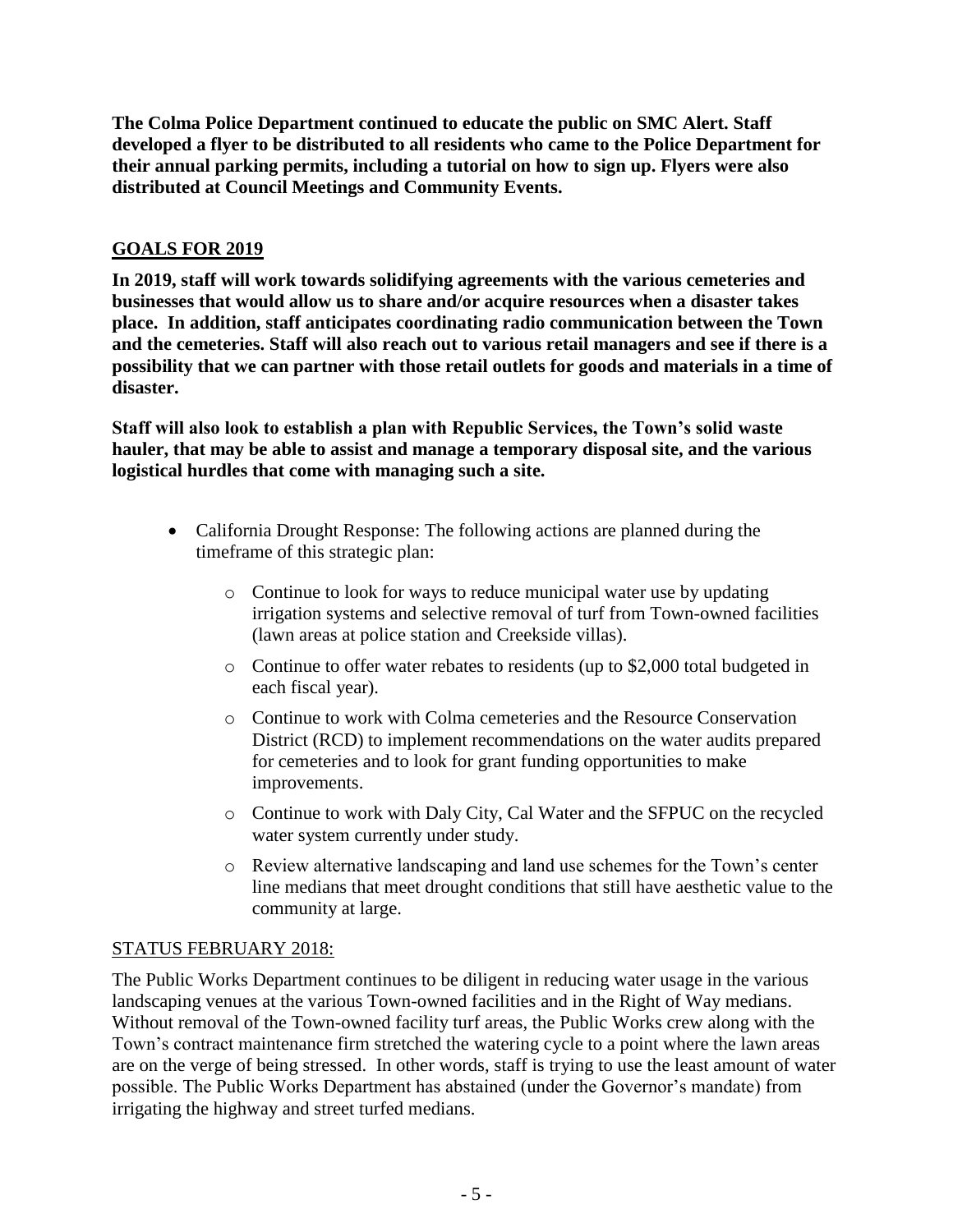**The Colma Police Department continued to educate the public on SMC Alert. Staff developed a flyer to be distributed to all residents who came to the Police Department for their annual parking permits, including a tutorial on how to sign up. Flyers were also distributed at Council Meetings and Community Events.**

**GOALS FOR 2019**

**In 2019, staff will work towards solidifying agreements with the various cemeteries and businesses that would allow us to share and/or acquire resources when a disaster takes place. In addition, staff anticipates coordinating radio communication between the Town and the cemeteries. Staff will also reach out to various retail managers and see if there is a possibility that we can partner with those retail outlets for goods and materials in a time of disaster.**

**Staff will also look to establish a plan with Republic Services, the Town's solid waste hauler, that may be able to assist and manage a temporary disposal site, and the various logistical hurdles that come with managing such a site.**

- California Drought Response: The following actions are planned during the timeframe of this strategic plan:
    - Continue to look for ways to reduce municipal water use by updating irrigation systems and selective removal of turf from Town-owned facilities (lawn areas at police station and Creekside villas).
    - Continue to offer water rebates to residents (up to $2,000 total budgeted in each fiscal year).
    - Continue to work with Colma cemeteries and the Resource Conservation District (RCD) to implement recommendations on the water audits prepared for cemeteries and to look for grant funding opportunities to make improvements.
    - Continue to work with Daly City, Cal Water and the SFPUC on the recycled water system currently under study.
    - Review alternative landscaping and land use schemes for the Town's center line medians that meet drought conditions that still have aesthetic value to the community at large.

STATUS FEBRUARY 2018:

The Public Works Department continues to be diligent in reducing water usage in the various landscaping venues at the various Town-owned facilities and in the Right of Way medians. Without removal of the Town-owned facility turf areas, the Public Works crew along with the Town's contract maintenance firm stretched the watering cycle to a point where the lawn areas are on the verge of being stressed. In other words, staff is trying to use the least amount of water possible. The Public Works Department has abstained (under the Governor's mandate) from irrigating the highway and street turfed medians.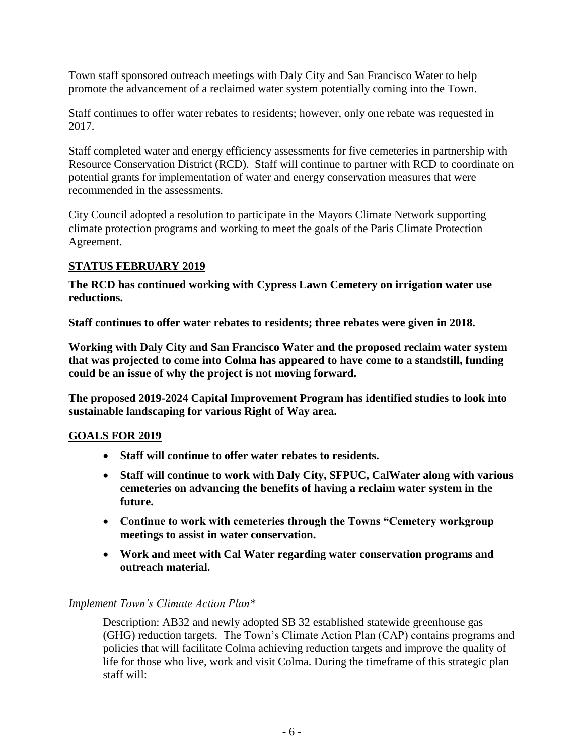Town staff sponsored outreach meetings with Daly City and San Francisco Water to help promote the advancement of a reclaimed water system potentially coming into the Town.

Staff continues to offer water rebates to residents; however, only one rebate was requested in 2017.

Staff completed water and energy efficiency assessments for five cemeteries in partnership with Resource Conservation District (RCD). Staff will continue to partner with RCD to coordinate on potential grants for implementation of water and energy conservation measures that were recommended in the assessments.

City Council adopted a resolution to participate in the Mayors Climate Network supporting climate protection programs and working to meet the goals of the Paris Climate Protection Agreement.

**STATUS FEBRUARY 2019**

**The RCD has continued working with Cypress Lawn Cemetery on irrigation water use reductions.**

**Staff continues to offer water rebates to residents; three rebates were given in 2018.**

**Working with Daly City and San Francisco Water and the proposed reclaim water system that was projected to come into Colma has appeared to have come to a standstill, funding could be an issue of why the project is not moving forward.**

**The proposed 2019-2024 Capital Improvement Program has identified studies to look into sustainable landscaping for various Right of Way area.**

**GOALS FOR 2019**

- **Staff will continue to offer water rebates to residents.**
- **Staff will continue to work with Daly City, SFPUC, CalWater along with various cemeteries on advancing the benefits of having a reclaim water system in the future.**
- **Continue to work with cemeteries through the Towns "Cemetery workgroup meetings to assist in water conservation.**
- **Work and meet with Cal Water regarding water conservation programs and outreach material.**

*Implement Town's Climate Action Plan**

Description: AB32 and newly adopted SB 32 established statewide greenhouse gas (GHG) reduction targets. The Town's Climate Action Plan (CAP) contains programs and policies that will facilitate Colma achieving reduction targets and improve the quality of life for those who live, work and visit Colma. During the timeframe of this strategic plan staff will: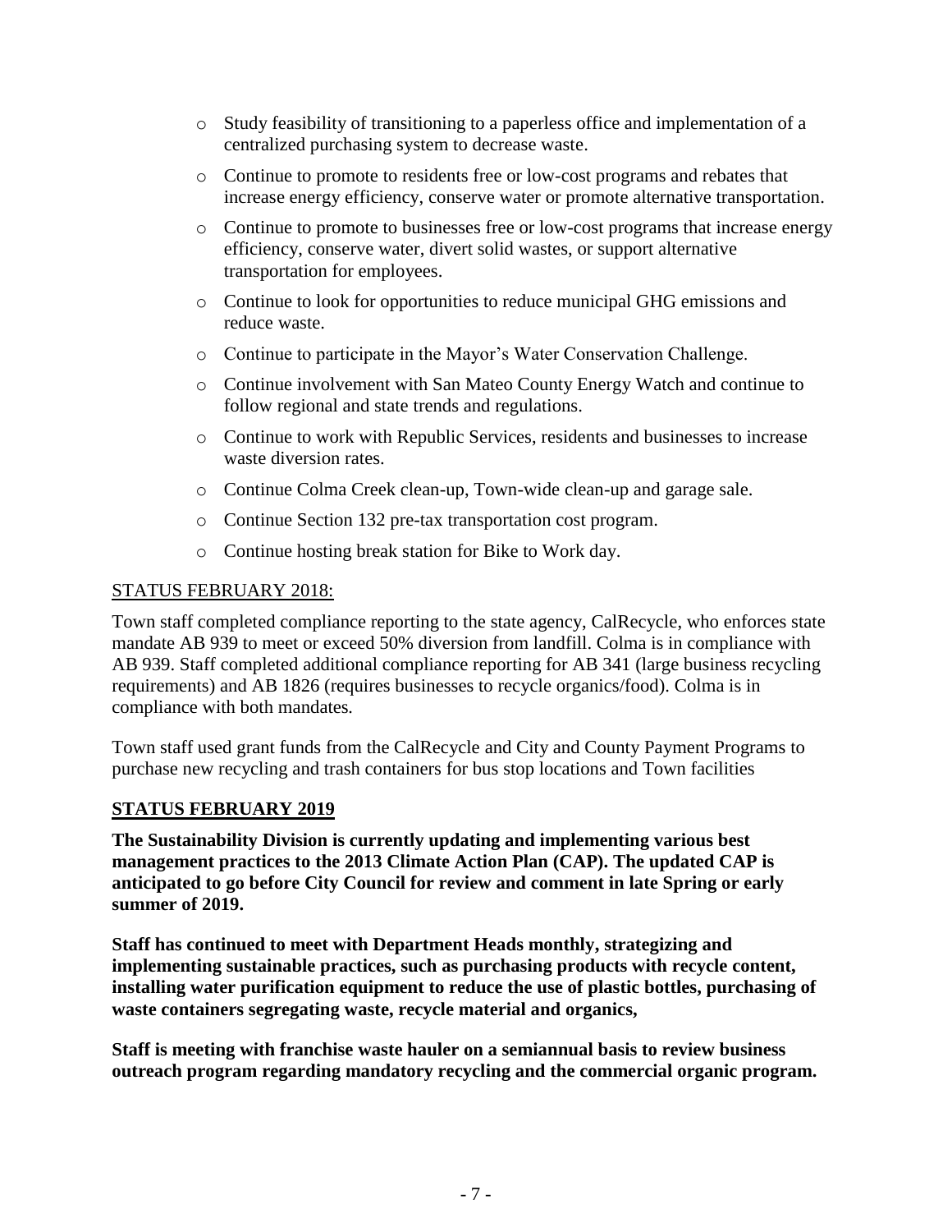- Study feasibility of transitioning to a paperless office and implementation of a centralized purchasing system to decrease waste.
- Continue to promote to residents free or low-cost programs and rebates that increase energy efficiency, conserve water or promote alternative transportation.
- Continue to promote to businesses free or low-cost programs that increase energy efficiency, conserve water, divert solid wastes, or support alternative transportation for employees.
- Continue to look for opportunities to reduce municipal GHG emissions and reduce waste.
- Continue to participate in the Mayor's Water Conservation Challenge.
- Continue involvement with San Mateo County Energy Watch and continue to follow regional and state trends and regulations.
- Continue to work with Republic Services, residents and businesses to increase waste diversion rates.
- Continue Colma Creek clean-up, Town-wide clean-up and garage sale.
- Continue Section 132 pre-tax transportation cost program.
- Continue hosting break station for Bike to Work day.

STATUS FEBRUARY 2018:

Town staff completed compliance reporting to the state agency, CalRecycle, who enforces state mandate AB 939 to meet or exceed 50% diversion from landfill. Colma is in compliance with AB 939. Staff completed additional compliance reporting for AB 341 (large business recycling requirements) and AB 1826 (requires businesses to recycle organics/food). Colma is in compliance with both mandates.

Town staff used grant funds from the CalRecycle and City and County Payment Programs to purchase new recycling and trash containers for bus stop locations and Town facilities

**STATUS FEBRUARY 2019**

**The Sustainability Division is currently updating and implementing various best management practices to the 2013 Climate Action Plan (CAP). The updated CAP is anticipated to go before City Council for review and comment in late Spring or early summer of 2019.**

**Staff has continued to meet with Department Heads monthly, strategizing and implementing sustainable practices, such as purchasing products with recycle content, installing water purification equipment to reduce the use of plastic bottles, purchasing of waste containers segregating waste, recycle material and organics,**

**Staff is meeting with franchise waste hauler on a semiannual basis to review business outreach program regarding mandatory recycling and the commercial organic program.**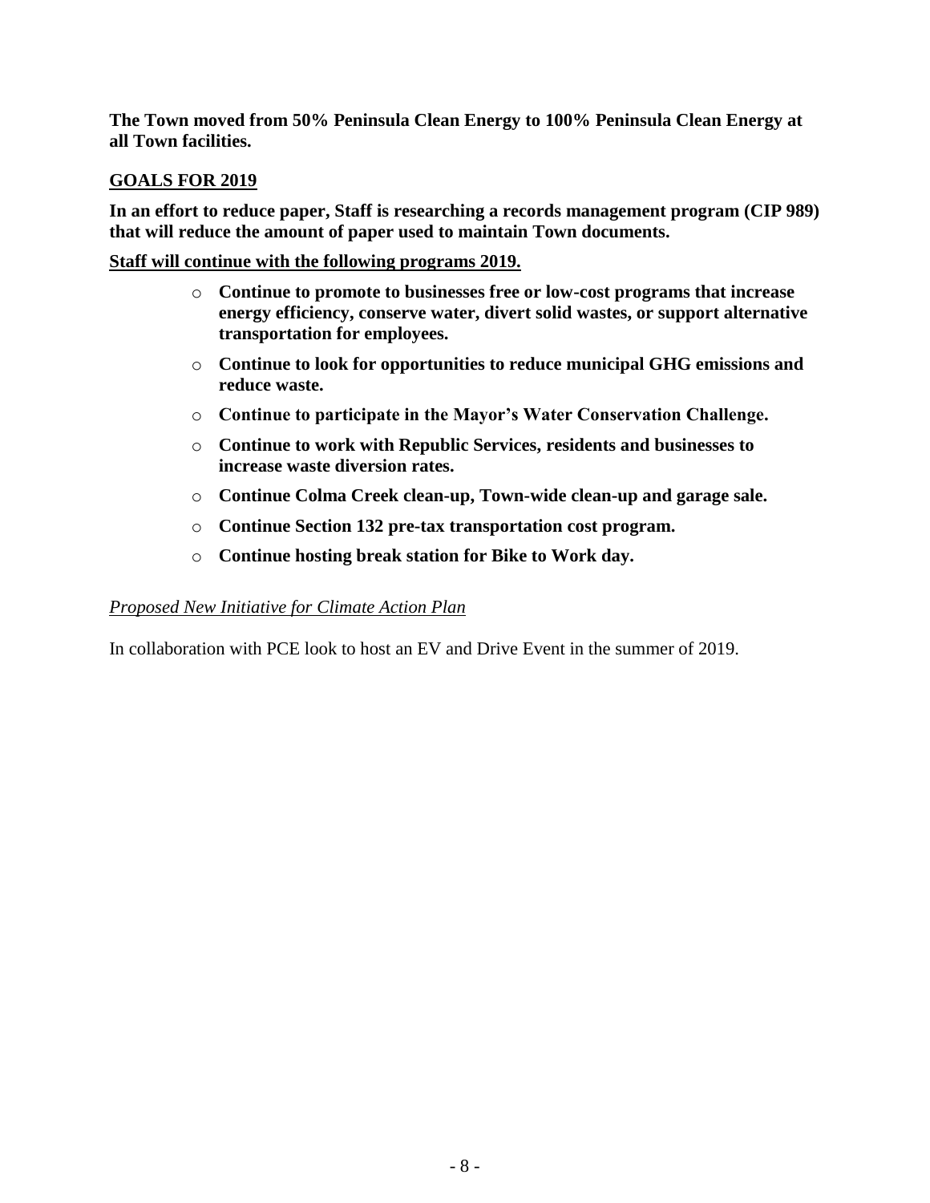**The Town moved from 50% Peninsula Clean Energy to 100% Peninsula Clean Energy at all Town facilities.**

## GOALS FOR 2019

**In an effort to reduce paper, Staff is researching a records management program (CIP 989) that will reduce the amount of paper used to maintain Town documents.**

**Staff will continue with the following programs 2019.**

- **Continue to promote to businesses free or low-cost programs that increase energy efficiency, conserve water, divert solid wastes, or support alternative transportation for employees.**
- **Continue to look for opportunities to reduce municipal GHG emissions and reduce waste.**
- **Continue to participate in the Mayor's Water Conservation Challenge.**
- **Continue to work with Republic Services, residents and businesses to increase waste diversion rates.**
- **Continue Colma Creek clean-up, Town-wide clean-up and garage sale.**
- **Continue Section 132 pre-tax transportation cost program.**
- **Continue hosting break station for Bike to Work day.**

*Proposed New Initiative for Climate Action Plan*

In collaboration with PCE look to host an EV and Drive Event in the summer of 2019.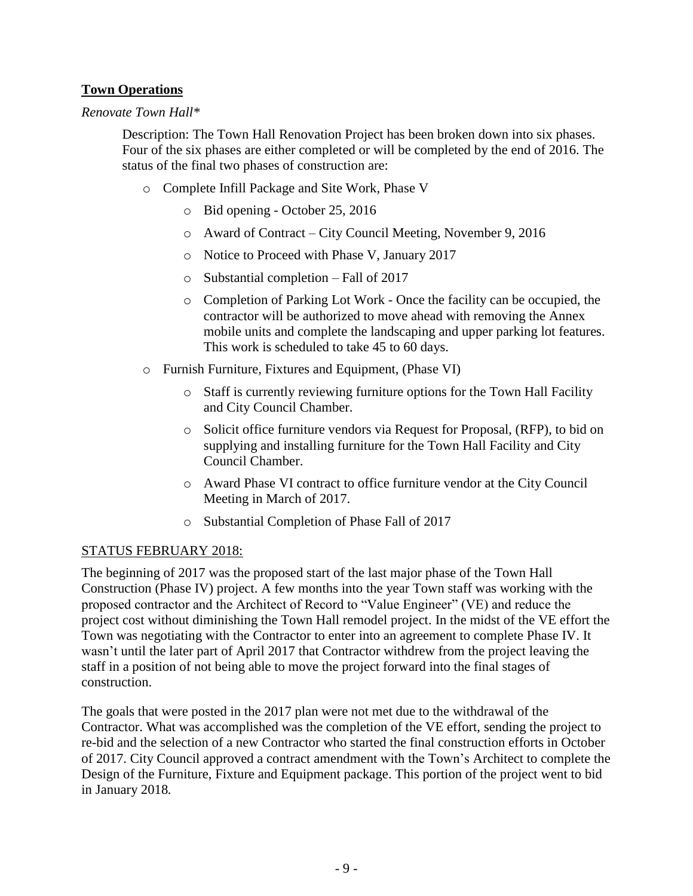## **Town Operations**

*Renovate Town Hall**

Description: The Town Hall Renovation Project has been broken down into six phases. Four of the six phases are either completed or will be completed by the end of 2016. The status of the final two phases of construction are:

- Complete Infill Package and Site Work, Phase V
  - Bid opening - October 25, 2016
  - Award of Contract – City Council Meeting, November 9, 2016
  - Notice to Proceed with Phase V, January 2017
  - Substantial completion – Fall of 2017
  - Completion of Parking Lot Work - Once the facility can be occupied, the contractor will be authorized to move ahead with removing the Annex mobile units and complete the landscaping and upper parking lot features. This work is scheduled to take 45 to 60 days.
- Furnish Furniture, Fixtures and Equipment, (Phase VI)
  - Staff is currently reviewing furniture options for the Town Hall Facility and City Council Chamber.
  - Solicit office furniture vendors via Request for Proposal, (RFP), to bid on supplying and installing furniture for the Town Hall Facility and City Council Chamber.
  - Award Phase VI contract to office furniture vendor at the City Council Meeting in March of 2017.
  - Substantial Completion of Phase Fall of 2017

<u>STATUS FEBRUARY 2018:</u>

The beginning of 2017 was the proposed start of the last major phase of the Town Hall Construction (Phase IV) project. A few months into the year Town staff was working with the proposed contractor and the Architect of Record to "Value Engineer" (VE) and reduce the project cost without diminishing the Town Hall remodel project. In the midst of the VE effort the Town was negotiating with the Contractor to enter into an agreement to complete Phase IV. It wasn't until the later part of April 2017 that Contractor withdrew from the project leaving the staff in a position of not being able to move the project forward into the final stages of construction.

The goals that were posted in the 2017 plan were not met due to the withdrawal of the Contractor. What was accomplished was the completion of the VE effort, sending the project to re-bid and the selection of a new Contractor who started the final construction efforts in October of 2017. City Council approved a contract amendment with the Town's Architect to complete the Design of the Furniture, Fixture and Equipment package. This portion of the project went to bid in January 2018.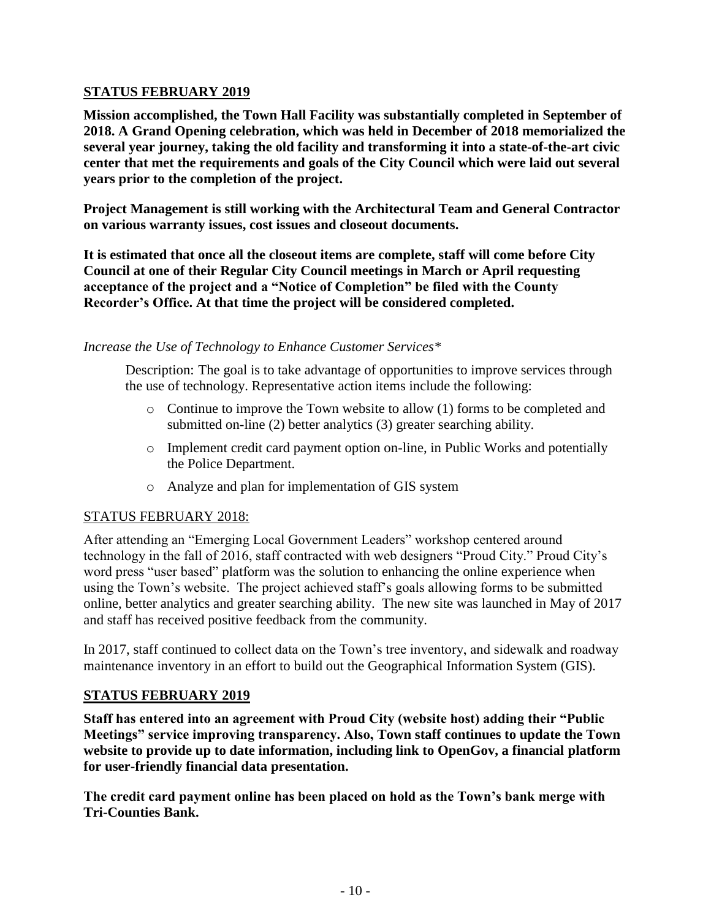**STATUS FEBRUARY 2019**

**Mission accomplished, the Town Hall Facility was substantially completed in September of 2018. A Grand Opening celebration, which was held in December of 2018 memorialized the several year journey, taking the old facility and transforming it into a state-of-the-art civic center that met the requirements and goals of the City Council which were laid out several years prior to the completion of the project.**

**Project Management is still working with the Architectural Team and General Contractor on various warranty issues, cost issues and closeout documents.**

**It is estimated that once all the closeout items are complete, staff will come before City Council at one of their Regular City Council meetings in March or April requesting acceptance of the project and a "Notice of Completion" be filed with the County Recorder's Office. At that time the project will be considered completed.**

*Increase the Use of Technology to Enhance Customer Services**

Description: The goal is to take advantage of opportunities to improve services through the use of technology. Representative action items include the following:

- Continue to improve the Town website to allow (1) forms to be completed and submitted on-line (2) better analytics (3) greater searching ability.
- Implement credit card payment option on-line, in Public Works and potentially the Police Department.
- Analyze and plan for implementation of GIS system

STATUS FEBRUARY 2018:

After attending an "Emerging Local Government Leaders" workshop centered around technology in the fall of 2016, staff contracted with web designers "Proud City." Proud City's word press "user based" platform was the solution to enhancing the online experience when using the Town's website. The project achieved staff's goals allowing forms to be submitted online, better analytics and greater searching ability. The new site was launched in May of 2017 and staff has received positive feedback from the community.

In 2017, staff continued to collect data on the Town's tree inventory, and sidewalk and roadway maintenance inventory in an effort to build out the Geographical Information System (GIS).

**STATUS FEBRUARY 2019**

**Staff has entered into an agreement with Proud City (website host) adding their "Public Meetings" service improving transparency. Also, Town staff continues to update the Town website to provide up to date information, including link to OpenGov, a financial platform for user-friendly financial data presentation.**

**The credit card payment online has been placed on hold as the Town's bank merge with Tri-Counties Bank.**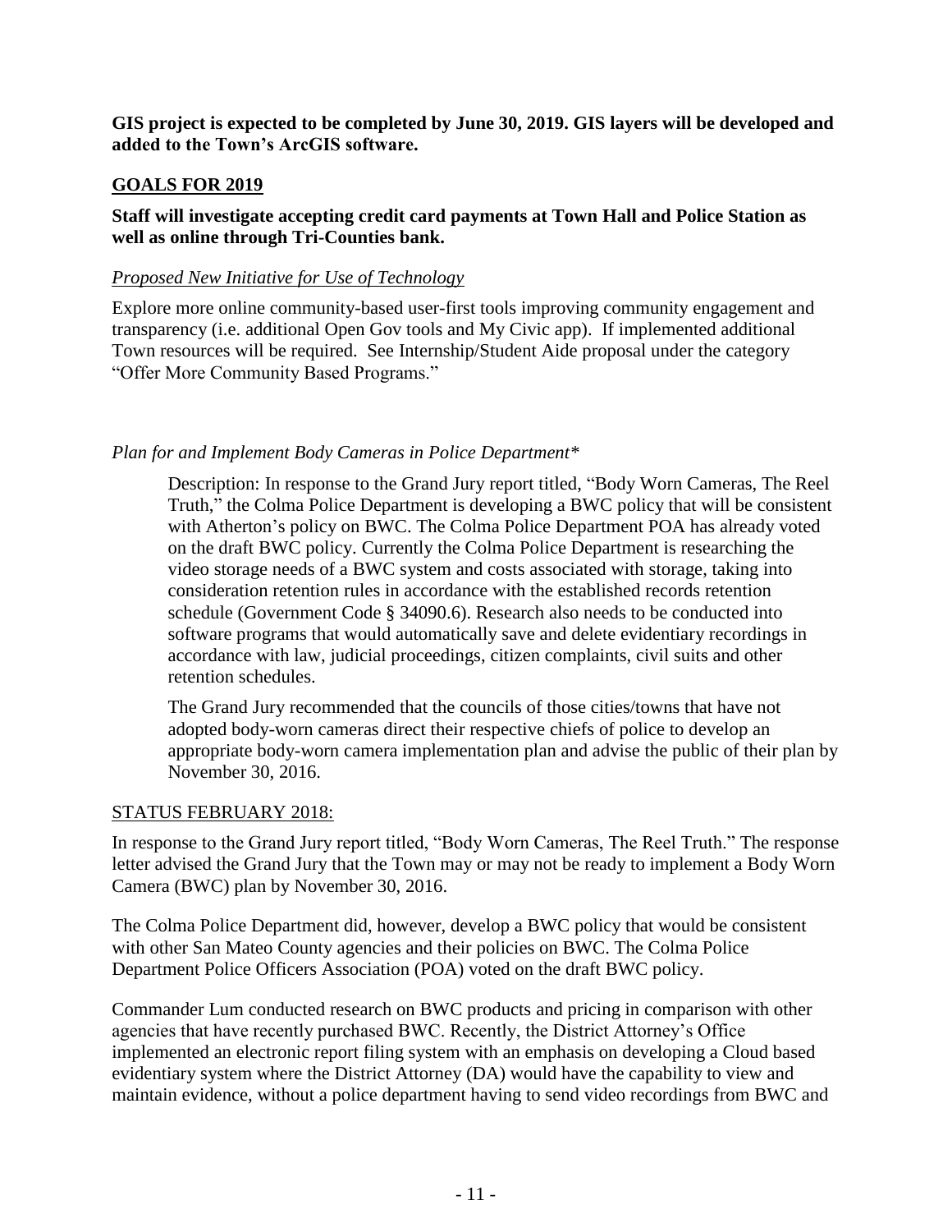**GIS project is expected to be completed by June 30, 2019. GIS layers will be developed and added to the Town's ArcGIS software.**

## GOALS FOR 2019

**Staff will investigate accepting credit card payments at Town Hall and Police Station as well as online through Tri-Counties bank.**

*Proposed New Initiative for Use of Technology*

Explore more online community-based user-first tools improving community engagement and transparency (i.e. additional Open Gov tools and My Civic app). If implemented additional Town resources will be required. See Internship/Student Aide proposal under the category "Offer More Community Based Programs."

*Plan for and Implement Body Cameras in Police Department**

> Description: In response to the Grand Jury report titled, "Body Worn Cameras, The Reel Truth," the Colma Police Department is developing a BWC policy that will be consistent with Atherton's policy on BWC. The Colma Police Department POA has already voted on the draft BWC policy. Currently the Colma Police Department is researching the video storage needs of a BWC system and costs associated with storage, taking into consideration retention rules in accordance with the established records retention schedule (Government Code § 34090.6). Research also needs to be conducted into software programs that would automatically save and delete evidentiary recordings in accordance with law, judicial proceedings, citizen complaints, civil suits and other retention schedules.
>
> The Grand Jury recommended that the councils of those cities/towns that have not adopted body-worn cameras direct their respective chiefs of police to develop an appropriate body-worn camera implementation plan and advise the public of their plan by November 30, 2016.

STATUS FEBRUARY 2018:

In response to the Grand Jury report titled, "Body Worn Cameras, The Reel Truth." The response letter advised the Grand Jury that the Town may or may not be ready to implement a Body Worn Camera (BWC) plan by November 30, 2016.

The Colma Police Department did, however, develop a BWC policy that would be consistent with other San Mateo County agencies and their policies on BWC. The Colma Police Department Police Officers Association (POA) voted on the draft BWC policy.

Commander Lum conducted research on BWC products and pricing in comparison with other agencies that have recently purchased BWC. Recently, the District Attorney's Office implemented an electronic report filing system with an emphasis on developing a Cloud based evidentiary system where the District Attorney (DA) would have the capability to view and maintain evidence, without a police department having to send video recordings from BWC and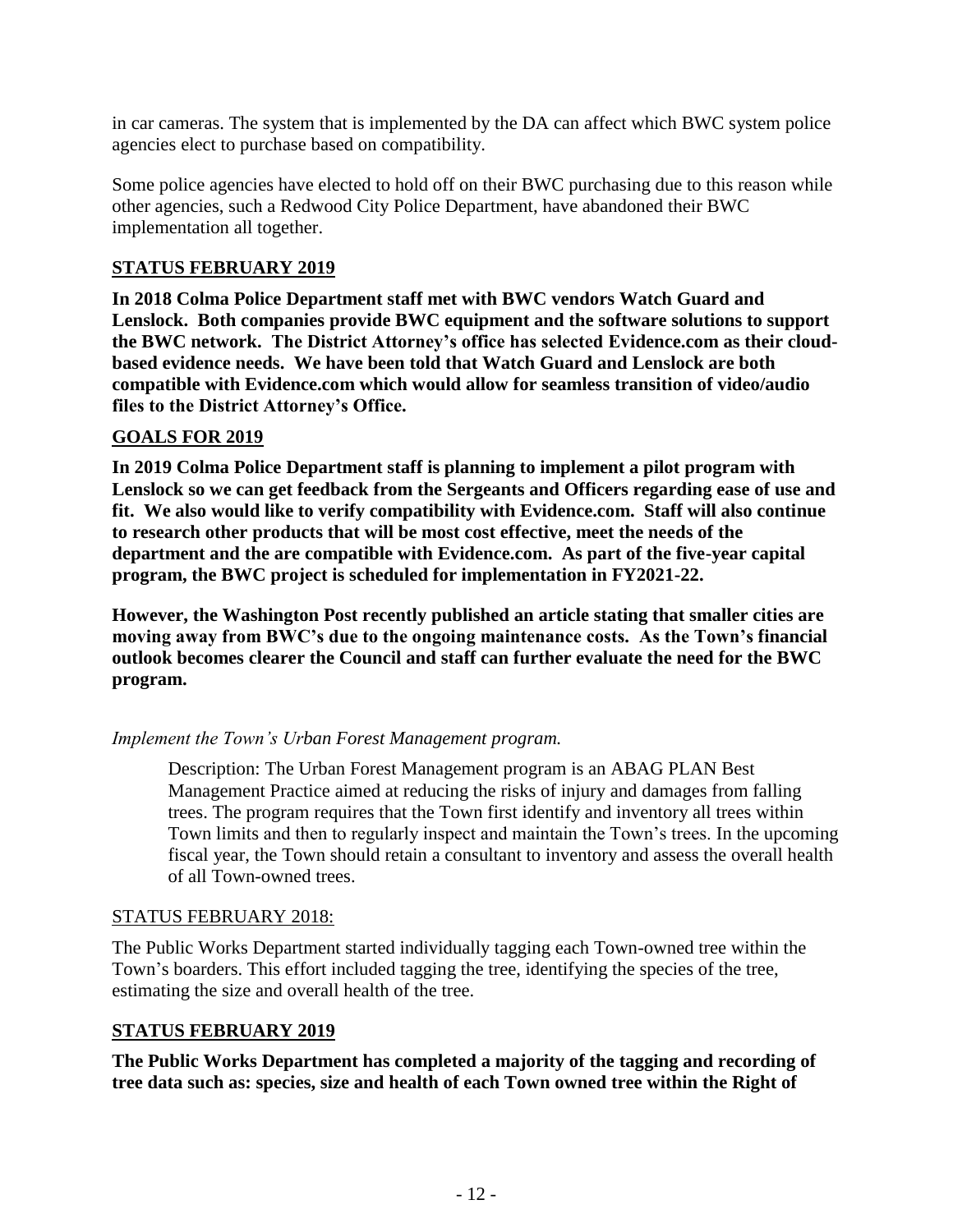in car cameras. The system that is implemented by the DA can affect which BWC system police agencies elect to purchase based on compatibility.

Some police agencies have elected to hold off on their BWC purchasing due to this reason while other agencies, such a Redwood City Police Department, have abandoned their BWC implementation all together.

**STATUS FEBRUARY 2019**

**In 2018 Colma Police Department staff met with BWC vendors Watch Guard and Lenslock. Both companies provide BWC equipment and the software solutions to support the BWC network. The District Attorney's office has selected Evidence.com as their cloud-based evidence needs. We have been told that Watch Guard and Lenslock are both compatible with Evidence.com which would allow for seamless transition of video/audio files to the District Attorney's Office.**

**GOALS FOR 2019**

**In 2019 Colma Police Department staff is planning to implement a pilot program with Lenslock so we can get feedback from the Sergeants and Officers regarding ease of use and fit. We also would like to verify compatibility with Evidence.com. Staff will also continue to research other products that will be most cost effective, meet the needs of the department and the are compatible with Evidence.com. As part of the five-year capital program, the BWC project is scheduled for implementation in FY2021-22.**

**However, the Washington Post recently published an article stating that smaller cities are moving away from BWC's due to the ongoing maintenance costs. As the Town's financial outlook becomes clearer the Council and staff can further evaluate the need for the BWC program.**

*Implement the Town's Urban Forest Management program.*

> Description: The Urban Forest Management program is an ABAG PLAN Best Management Practice aimed at reducing the risks of injury and damages from falling trees. The program requires that the Town first identify and inventory all trees within Town limits and then to regularly inspect and maintain the Town's trees. In the upcoming fiscal year, the Town should retain a consultant to inventory and assess the overall health of all Town-owned trees.

STATUS FEBRUARY 2018:

The Public Works Department started individually tagging each Town-owned tree within the Town's boarders. This effort included tagging the tree, identifying the species of the tree, estimating the size and overall health of the tree.

**STATUS FEBRUARY 2019**

**The Public Works Department has completed a majority of the tagging and recording of tree data such as: species, size and health of each Town owned tree within the Right of**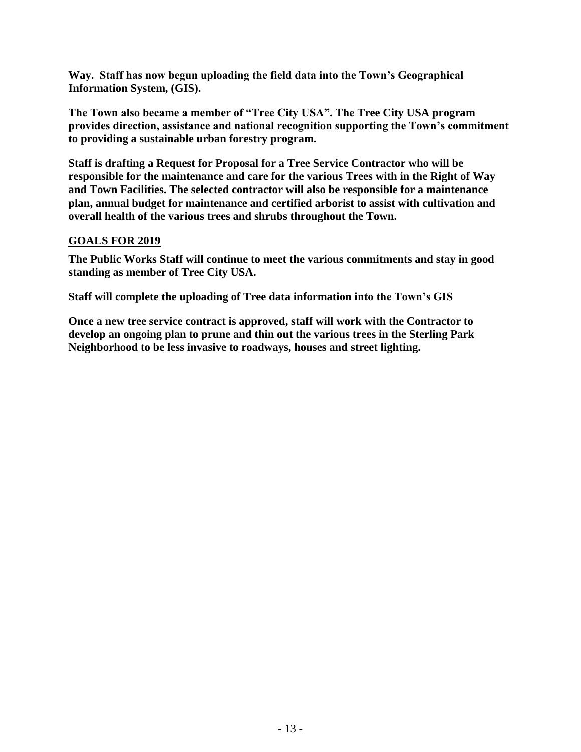**Way. Staff has now begun uploading the field data into the Town's Geographical Information System, (GIS).**

**The Town also became a member of "Tree City USA". The Tree City USA program provides direction, assistance and national recognition supporting the Town's commitment to providing a sustainable urban forestry program.**

**Staff is drafting a Request for Proposal for a Tree Service Contractor who will be responsible for the maintenance and care for the various Trees with in the Right of Way and Town Facilities. The selected contractor will also be responsible for a maintenance plan, annual budget for maintenance and certified arborist to assist with cultivation and overall health of the various trees and shrubs throughout the Town.**

## GOALS FOR 2019

**The Public Works Staff will continue to meet the various commitments and stay in good standing as member of Tree City USA.**

**Staff will complete the uploading of Tree data information into the Town's GIS**

**Once a new tree service contract is approved, staff will work with the Contractor to develop an ongoing plan to prune and thin out the various trees in the Sterling Park Neighborhood to be less invasive to roadways, houses and street lighting.**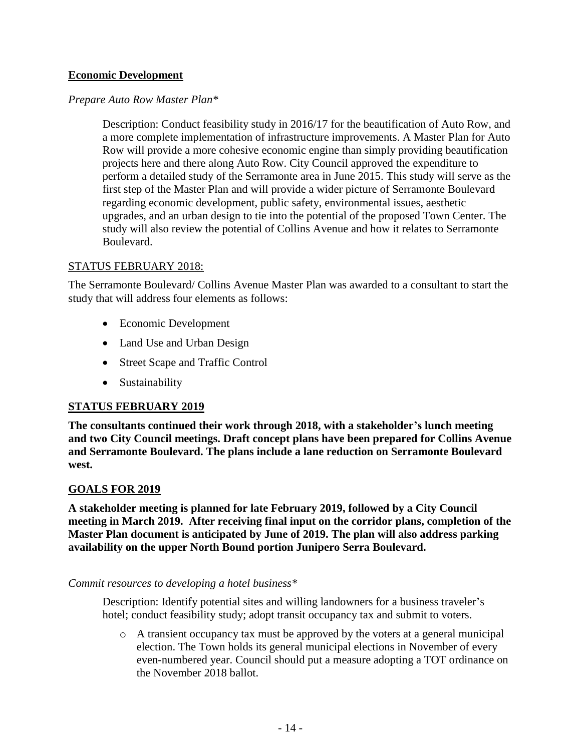## Economic Development

*Prepare Auto Row Master Plan**

Description: Conduct feasibility study in 2016/17 for the beautification of Auto Row, and a more complete implementation of infrastructure improvements. A Master Plan for Auto Row will provide a more cohesive economic engine than simply providing beautification projects here and there along Auto Row. City Council approved the expenditure to perform a detailed study of the Serramonte area in June 2015. This study will serve as the first step of the Master Plan and will provide a wider picture of Serramonte Boulevard regarding economic development, public safety, environmental issues, aesthetic upgrades, and an urban design to tie into the potential of the proposed Town Center. The study will also review the potential of Collins Avenue and how it relates to Serramonte Boulevard.

STATUS FEBRUARY 2018:

The Serramonte Boulevard/ Collins Avenue Master Plan was awarded to a consultant to start the study that will address four elements as follows:

- Economic Development
- Land Use and Urban Design
- Street Scape and Traffic Control
- Sustainability

**STATUS FEBRUARY 2019**

**The consultants continued their work through 2018, with a stakeholder's lunch meeting and two City Council meetings. Draft concept plans have been prepared for Collins Avenue and Serramonte Boulevard. The plans include a lane reduction on Serramonte Boulevard west.**

**GOALS FOR 2019**

**A stakeholder meeting is planned for late February 2019, followed by a City Council meeting in March 2019. After receiving final input on the corridor plans, completion of the Master Plan document is anticipated by June of 2019. The plan will also address parking availability on the upper North Bound portion Junipero Serra Boulevard.**

*Commit resources to developing a hotel business**

Description: Identify potential sites and willing landowners for a business traveler's hotel; conduct feasibility study; adopt transit occupancy tax and submit to voters.

- A transient occupancy tax must be approved by the voters at a general municipal election. The Town holds its general municipal elections in November of every even-numbered year. Council should put a measure adopting a TOT ordinance on the November 2018 ballot.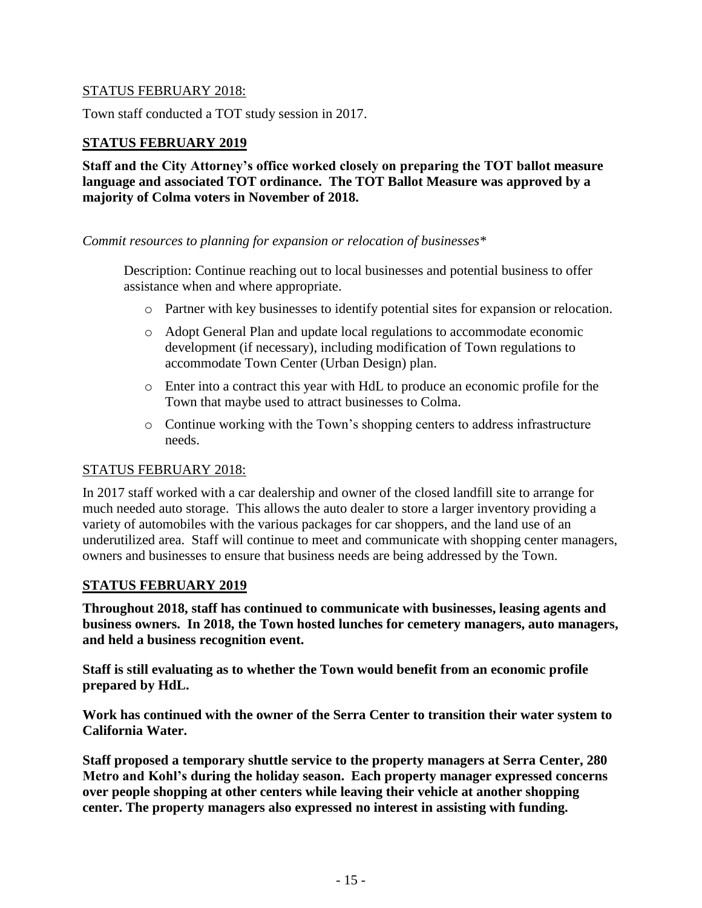STATUS FEBRUARY 2018:

Town staff conducted a TOT study session in 2017.

**STATUS FEBRUARY 2019**

**Staff and the City Attorney's office worked closely on preparing the TOT ballot measure language and associated TOT ordinance. The TOT Ballot Measure was approved by a majority of Colma voters in November of 2018.**

*Commit resources to planning for expansion or relocation of businesses**

Description: Continue reaching out to local businesses and potential business to offer assistance when and where appropriate.

- Partner with key businesses to identify potential sites for expansion or relocation.
- Adopt General Plan and update local regulations to accommodate economic development (if necessary), including modification of Town regulations to accommodate Town Center (Urban Design) plan.
- Enter into a contract this year with HdL to produce an economic profile for the Town that maybe used to attract businesses to Colma.
- Continue working with the Town's shopping centers to address infrastructure needs.

STATUS FEBRUARY 2018:

In 2017 staff worked with a car dealership and owner of the closed landfill site to arrange for much needed auto storage. This allows the auto dealer to store a larger inventory providing a variety of automobiles with the various packages for car shoppers, and the land use of an underutilized area. Staff will continue to meet and communicate with shopping center managers, owners and businesses to ensure that business needs are being addressed by the Town.

**STATUS FEBRUARY 2019**

**Throughout 2018, staff has continued to communicate with businesses, leasing agents and business owners. In 2018, the Town hosted lunches for cemetery managers, auto managers, and held a business recognition event.**

**Staff is still evaluating as to whether the Town would benefit from an economic profile prepared by HdL.**

**Work has continued with the owner of the Serra Center to transition their water system to California Water.**

**Staff proposed a temporary shuttle service to the property managers at Serra Center, 280 Metro and Kohl's during the holiday season. Each property manager expressed concerns over people shopping at other centers while leaving their vehicle at another shopping center. The property managers also expressed no interest in assisting with funding.**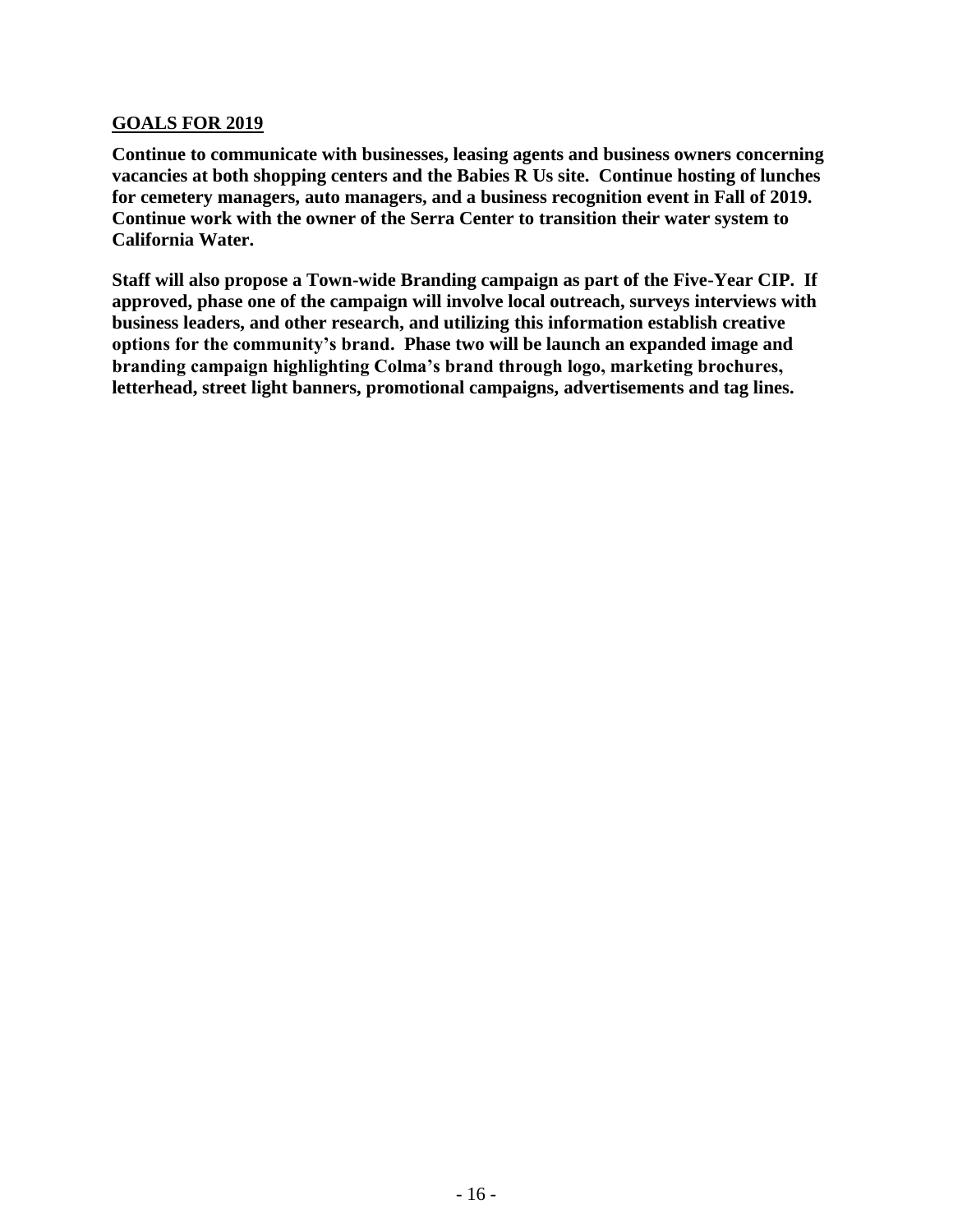## GOALS FOR 2019

**Continue to communicate with businesses, leasing agents and business owners concerning vacancies at both shopping centers and the Babies R Us site. Continue hosting of lunches for cemetery managers, auto managers, and a business recognition event in Fall of 2019. Continue work with the owner of the Serra Center to transition their water system to California Water.**

**Staff will also propose a Town-wide Branding campaign as part of the Five-Year CIP. If approved, phase one of the campaign will involve local outreach, surveys interviews with business leaders, and other research, and utilizing this information establish creative options for the community's brand. Phase two will be launch an expanded image and branding campaign highlighting Colma's brand through logo, marketing brochures, letterhead, street light banners, promotional campaigns, advertisements and tag lines.**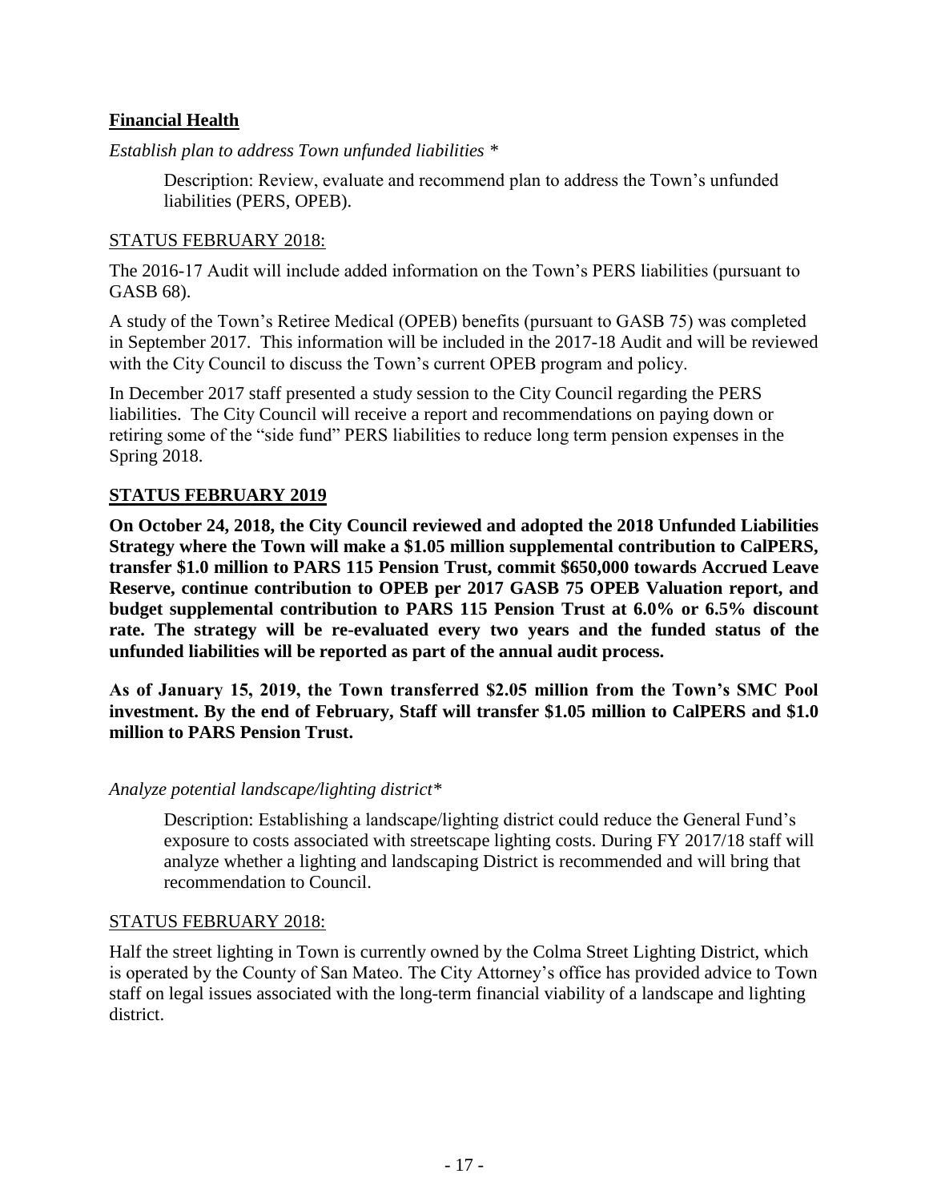## **Financial Health**

*Establish plan to address Town unfunded liabilities* *

Description: Review, evaluate and recommend plan to address the Town's unfunded liabilities (PERS, OPEB).

STATUS FEBRUARY 2018:

The 2016-17 Audit will include added information on the Town's PERS liabilities (pursuant to GASB 68).

A study of the Town's Retiree Medical (OPEB) benefits (pursuant to GASB 75) was completed in September 2017. This information will be included in the 2017-18 Audit and will be reviewed with the City Council to discuss the Town's current OPEB program and policy.

In December 2017 staff presented a study session to the City Council regarding the PERS liabilities. The City Council will receive a report and recommendations on paying down or retiring some of the "side fund" PERS liabilities to reduce long term pension expenses in the Spring 2018.

**STATUS FEBRUARY 2019**

**On October 24, 2018, the City Council reviewed and adopted the 2018 Unfunded Liabilities Strategy where the Town will make a $1.05 million supplemental contribution to CalPERS, transfer $1.0 million to PARS 115 Pension Trust, commit $650,000 towards Accrued Leave Reserve, continue contribution to OPEB per 2017 GASB 75 OPEB Valuation report, and budget supplemental contribution to PARS 115 Pension Trust at 6.0% or 6.5% discount rate. The strategy will be re-evaluated every two years and the funded status of the unfunded liabilities will be reported as part of the annual audit process.**

**As of January 15, 2019, the Town transferred $2.05 million from the Town's SMC Pool investment. By the end of February, Staff will transfer $1.05 million to CalPERS and $1.0 million to PARS Pension Trust.**

*Analyze potential landscape/lighting district**

Description: Establishing a landscape/lighting district could reduce the General Fund's exposure to costs associated with streetscape lighting costs. During FY 2017/18 staff will analyze whether a lighting and landscaping District is recommended and will bring that recommendation to Council.

STATUS FEBRUARY 2018:

Half the street lighting in Town is currently owned by the Colma Street Lighting District, which is operated by the County of San Mateo. The City Attorney's office has provided advice to Town staff on legal issues associated with the long-term financial viability of a landscape and lighting district.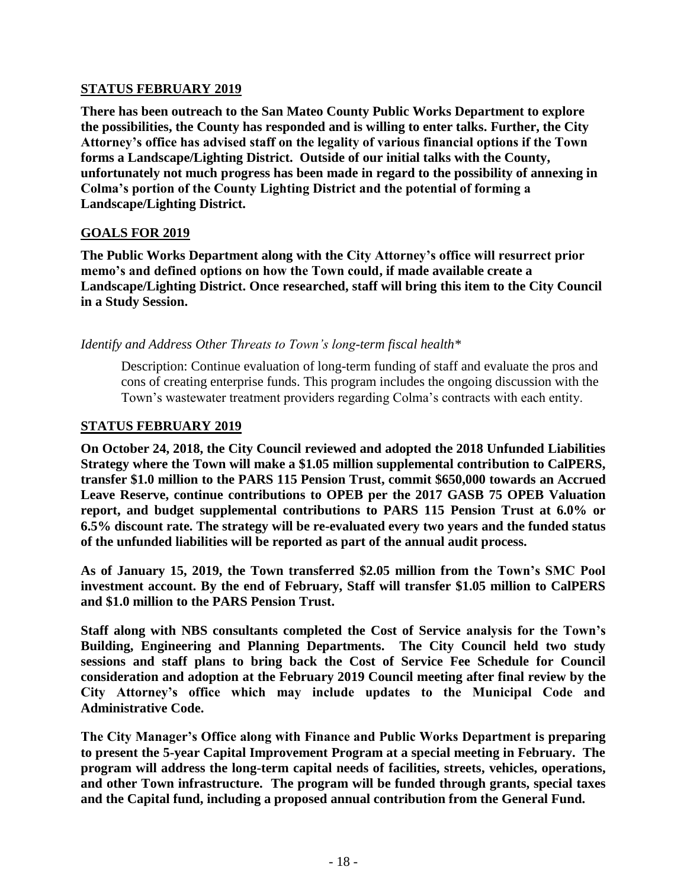**STATUS FEBRUARY 2019**

**There has been outreach to the San Mateo County Public Works Department to explore the possibilities, the County has responded and is willing to enter talks. Further, the City Attorney's office has advised staff on the legality of various financial options if the Town forms a Landscape/Lighting District. Outside of our initial talks with the County, unfortunately not much progress has been made in regard to the possibility of annexing in Colma's portion of the County Lighting District and the potential of forming a Landscape/Lighting District.**

**GOALS FOR 2019**

**The Public Works Department along with the City Attorney's office will resurrect prior memo's and defined options on how the Town could, if made available create a Landscape/Lighting District. Once researched, staff will bring this item to the City Council in a Study Session.**

*Identify and Address Other Threats to Town's long-term fiscal health**

> Description: Continue evaluation of long-term funding of staff and evaluate the pros and cons of creating enterprise funds. This program includes the ongoing discussion with the Town's wastewater treatment providers regarding Colma's contracts with each entity.

**STATUS FEBRUARY 2019**

**On October 24, 2018, the City Council reviewed and adopted the 2018 Unfunded Liabilities Strategy where the Town will make a $1.05 million supplemental contribution to CalPERS, transfer $1.0 million to the PARS 115 Pension Trust, commit $650,000 towards an Accrued Leave Reserve, continue contributions to OPEB per the 2017 GASB 75 OPEB Valuation report, and budget supplemental contributions to PARS 115 Pension Trust at 6.0% or 6.5% discount rate. The strategy will be re-evaluated every two years and the funded status of the unfunded liabilities will be reported as part of the annual audit process.**

**As of January 15, 2019, the Town transferred $2.05 million from the Town's SMC Pool investment account. By the end of February, Staff will transfer $1.05 million to CalPERS and $1.0 million to the PARS Pension Trust.**

**Staff along with NBS consultants completed the Cost of Service analysis for the Town's Building, Engineering and Planning Departments. The City Council held two study sessions and staff plans to bring back the Cost of Service Fee Schedule for Council consideration and adoption at the February 2019 Council meeting after final review by the City Attorney's office which may include updates to the Municipal Code and Administrative Code.**

**The City Manager's Office along with Finance and Public Works Department is preparing to present the 5-year Capital Improvement Program at a special meeting in February. The program will address the long-term capital needs of facilities, streets, vehicles, operations, and other Town infrastructure. The program will be funded through grants, special taxes and the Capital fund, including a proposed annual contribution from the General Fund.**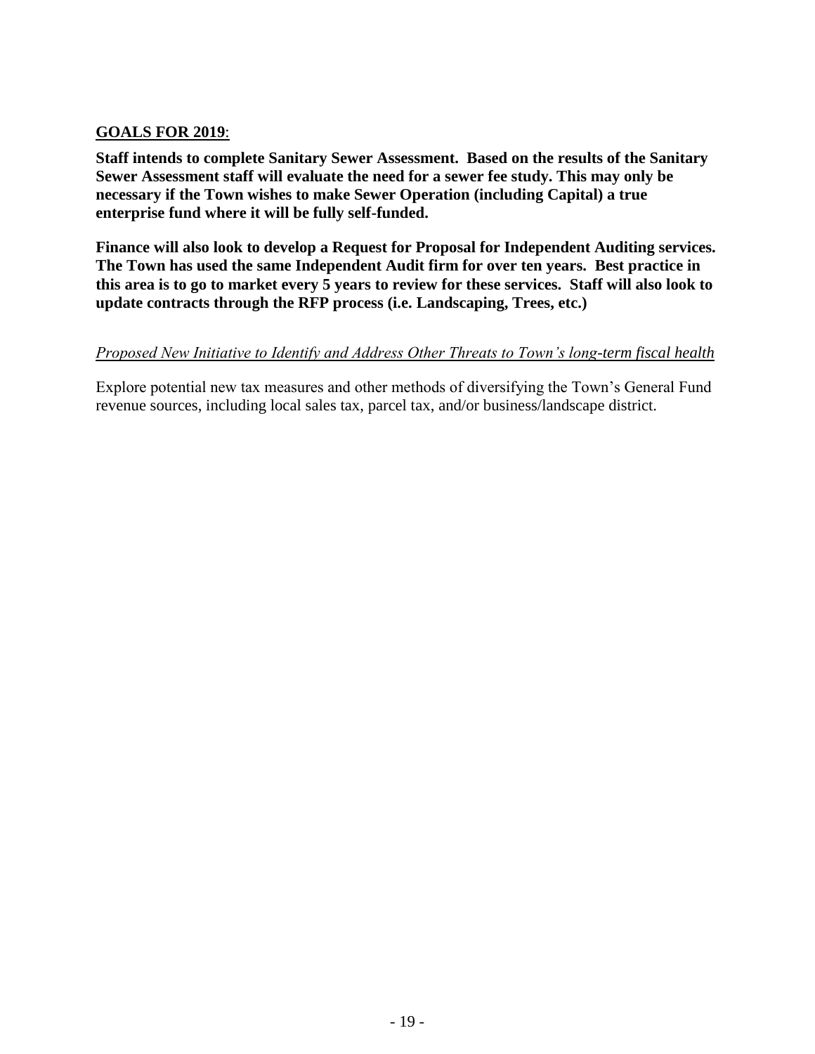**GOALS FOR 2019**:

**Staff intends to complete Sanitary Sewer Assessment. Based on the results of the Sanitary Sewer Assessment staff will evaluate the need for a sewer fee study. This may only be necessary if the Town wishes to make Sewer Operation (including Capital) a true enterprise fund where it will be fully self-funded.**

**Finance will also look to develop a Request for Proposal for Independent Auditing services. The Town has used the same Independent Audit firm for over ten years. Best practice in this area is to go to market every 5 years to review for these services. Staff will also look to update contracts through the RFP process (i.e. Landscaping, Trees, etc.)**

*Proposed New Initiative to Identify and Address Other Threats to Town's long-term fiscal health*

Explore potential new tax measures and other methods of diversifying the Town's General Fund revenue sources, including local sales tax, parcel tax, and/or business/landscape district.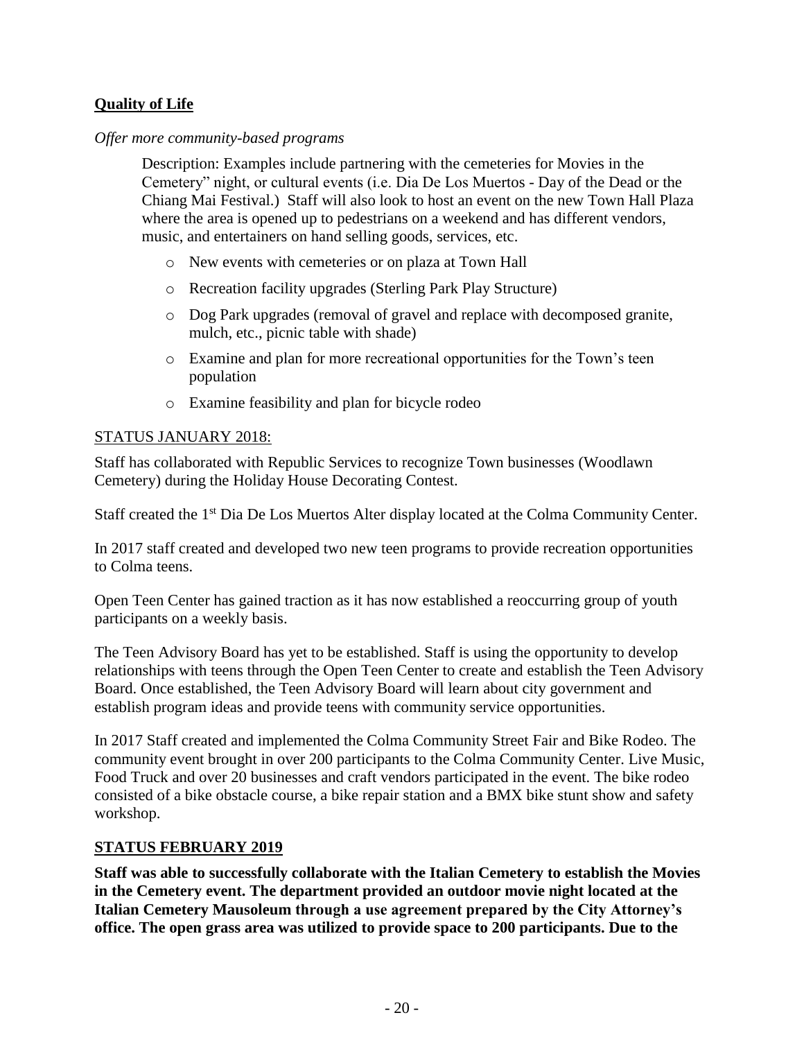**Quality of Life**

*Offer more community-based programs*

Description: Examples include partnering with the cemeteries for Movies in the Cemetery" night, or cultural events (i.e. Dia De Los Muertos - Day of the Dead or the Chiang Mai Festival.) Staff will also look to host an event on the new Town Hall Plaza where the area is opened up to pedestrians on a weekend and has different vendors, music, and entertainers on hand selling goods, services, etc.

- New events with cemeteries or on plaza at Town Hall
- Recreation facility upgrades (Sterling Park Play Structure)
- Dog Park upgrades (removal of gravel and replace with decomposed granite, mulch, etc., picnic table with shade)
- Examine and plan for more recreational opportunities for the Town's teen population
- Examine feasibility and plan for bicycle rodeo

STATUS JANUARY 2018:

Staff has collaborated with Republic Services to recognize Town businesses (Woodlawn Cemetery) during the Holiday House Decorating Contest.

Staff created the 1st Dia De Los Muertos Alter display located at the Colma Community Center.

In 2017 staff created and developed two new teen programs to provide recreation opportunities to Colma teens.

Open Teen Center has gained traction as it has now established a reoccurring group of youth participants on a weekly basis.

The Teen Advisory Board has yet to be established. Staff is using the opportunity to develop relationships with teens through the Open Teen Center to create and establish the Teen Advisory Board. Once established, the Teen Advisory Board will learn about city government and establish program ideas and provide teens with community service opportunities.

In 2017 Staff created and implemented the Colma Community Street Fair and Bike Rodeo. The community event brought in over 200 participants to the Colma Community Center. Live Music, Food Truck and over 20 businesses and craft vendors participated in the event. The bike rodeo consisted of a bike obstacle course, a bike repair station and a BMX bike stunt show and safety workshop.

**STATUS FEBRUARY 2019**

**Staff was able to successfully collaborate with the Italian Cemetery to establish the Movies in the Cemetery event. The department provided an outdoor movie night located at the Italian Cemetery Mausoleum through a use agreement prepared by the City Attorney's office. The open grass area was utilized to provide space to 200 participants. Due to the**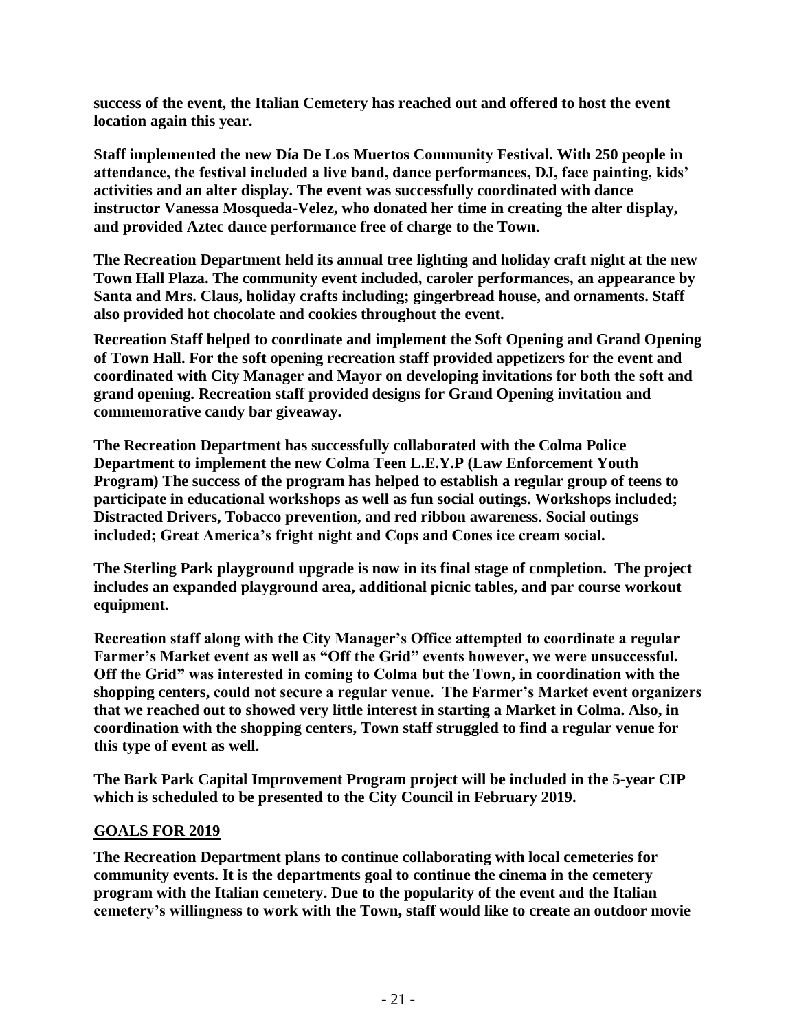**success of the event, the Italian Cemetery has reached out and offered to host the event location again this year.**

**Staff implemented the new Día De Los Muertos Community Festival. With 250 people in attendance, the festival included a live band, dance performances, DJ, face painting, kids' activities and an alter display. The event was successfully coordinated with dance instructor Vanessa Mosqueda-Velez, who donated her time in creating the alter display, and provided Aztec dance performance free of charge to the Town.**

**The Recreation Department held its annual tree lighting and holiday craft night at the new Town Hall Plaza. The community event included, caroler performances, an appearance by Santa and Mrs. Claus, holiday crafts including; gingerbread house, and ornaments. Staff also provided hot chocolate and cookies throughout the event.**

**Recreation Staff helped to coordinate and implement the Soft Opening and Grand Opening of Town Hall. For the soft opening recreation staff provided appetizers for the event and coordinated with City Manager and Mayor on developing invitations for both the soft and grand opening. Recreation staff provided designs for Grand Opening invitation and commemorative candy bar giveaway.**

**The Recreation Department has successfully collaborated with the Colma Police Department to implement the new Colma Teen L.E.Y.P (Law Enforcement Youth Program) The success of the program has helped to establish a regular group of teens to participate in educational workshops as well as fun social outings. Workshops included; Distracted Drivers, Tobacco prevention, and red ribbon awareness. Social outings included; Great America's fright night and Cops and Cones ice cream social.**

**The Sterling Park playground upgrade is now in its final stage of completion. The project includes an expanded playground area, additional picnic tables, and par course workout equipment.**

**Recreation staff along with the City Manager's Office attempted to coordinate a regular Farmer's Market event as well as "Off the Grid" events however, we were unsuccessful. Off the Grid" was interested in coming to Colma but the Town, in coordination with the shopping centers, could not secure a regular venue. The Farmer's Market event organizers that we reached out to showed very little interest in starting a Market in Colma. Also, in coordination with the shopping centers, Town staff struggled to find a regular venue for this type of event as well.**

**The Bark Park Capital Improvement Program project will be included in the 5-year CIP which is scheduled to be presented to the City Council in February 2019.**

## GOALS FOR 2019

**The Recreation Department plans to continue collaborating with local cemeteries for community events. It is the departments goal to continue the cinema in the cemetery program with the Italian cemetery. Due to the popularity of the event and the Italian cemetery's willingness to work with the Town, staff would like to create an outdoor movie**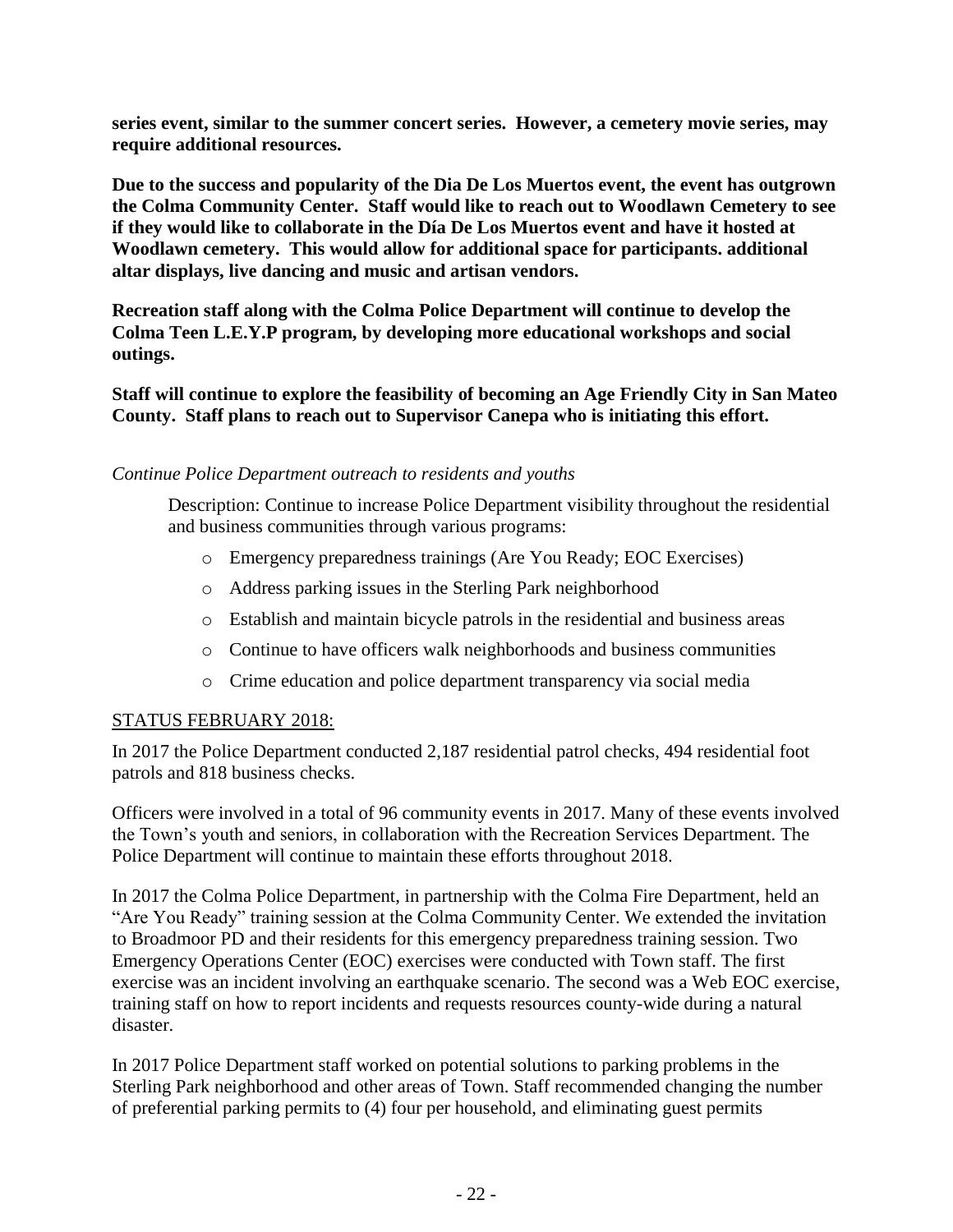**series event, similar to the summer concert series. However, a cemetery movie series, may require additional resources.**

**Due to the success and popularity of the Dia De Los Muertos event, the event has outgrown the Colma Community Center. Staff would like to reach out to Woodlawn Cemetery to see if they would like to collaborate in the Día De Los Muertos event and have it hosted at Woodlawn cemetery. This would allow for additional space for participants. additional altar displays, live dancing and music and artisan vendors.**

**Recreation staff along with the Colma Police Department will continue to develop the Colma Teen L.E.Y.P program, by developing more educational workshops and social outings.**

**Staff will continue to explore the feasibility of becoming an Age Friendly City in San Mateo County. Staff plans to reach out to Supervisor Canepa who is initiating this effort.**

*Continue Police Department outreach to residents and youths*

Description: Continue to increase Police Department visibility throughout the residential and business communities through various programs:

- Emergency preparedness trainings (Are You Ready; EOC Exercises)
- Address parking issues in the Sterling Park neighborhood
- Establish and maintain bicycle patrols in the residential and business areas
- Continue to have officers walk neighborhoods and business communities
- Crime education and police department transparency via social media

<u>STATUS FEBRUARY 2018:</u>

In 2017 the Police Department conducted 2,187 residential patrol checks, 494 residential foot patrols and 818 business checks.

Officers were involved in a total of 96 community events in 2017. Many of these events involved the Town's youth and seniors, in collaboration with the Recreation Services Department. The Police Department will continue to maintain these efforts throughout 2018.

In 2017 the Colma Police Department, in partnership with the Colma Fire Department, held an "Are You Ready" training session at the Colma Community Center. We extended the invitation to Broadmoor PD and their residents for this emergency preparedness training session. Two Emergency Operations Center (EOC) exercises were conducted with Town staff. The first exercise was an incident involving an earthquake scenario. The second was a Web EOC exercise, training staff on how to report incidents and requests resources county-wide during a natural disaster.

In 2017 Police Department staff worked on potential solutions to parking problems in the Sterling Park neighborhood and other areas of Town. Staff recommended changing the number of preferential parking permits to (4) four per household, and eliminating guest permits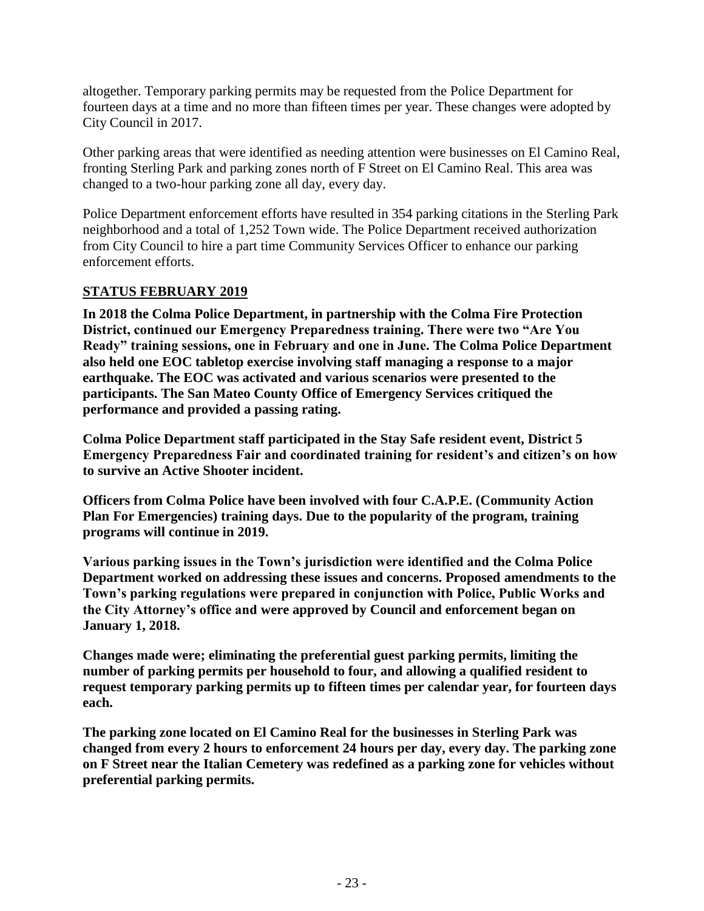altogether. Temporary parking permits may be requested from the Police Department for fourteen days at a time and no more than fifteen times per year. These changes were adopted by City Council in 2017.

Other parking areas that were identified as needing attention were businesses on El Camino Real, fronting Sterling Park and parking zones north of F Street on El Camino Real. This area was changed to a two-hour parking zone all day, every day.

Police Department enforcement efforts have resulted in 354 parking citations in the Sterling Park neighborhood and a total of 1,252 Town wide. The Police Department received authorization from City Council to hire a part time Community Services Officer to enhance our parking enforcement efforts.

**STATUS FEBRUARY 2019**

**In 2018 the Colma Police Department, in partnership with the Colma Fire Protection District, continued our Emergency Preparedness training. There were two "Are You Ready" training sessions, one in February and one in June. The Colma Police Department also held one EOC tabletop exercise involving staff managing a response to a major earthquake. The EOC was activated and various scenarios were presented to the participants. The San Mateo County Office of Emergency Services critiqued the performance and provided a passing rating.**

**Colma Police Department staff participated in the Stay Safe resident event, District 5 Emergency Preparedness Fair and coordinated training for resident's and citizen's on how to survive an Active Shooter incident.**

**Officers from Colma Police have been involved with four C.A.P.E. (Community Action Plan For Emergencies) training days. Due to the popularity of the program, training programs will continue in 2019.**

**Various parking issues in the Town's jurisdiction were identified and the Colma Police Department worked on addressing these issues and concerns. Proposed amendments to the Town's parking regulations were prepared in conjunction with Police, Public Works and the City Attorney's office and were approved by Council and enforcement began on January 1, 2018.**

**Changes made were; eliminating the preferential guest parking permits, limiting the number of parking permits per household to four, and allowing a qualified resident to request temporary parking permits up to fifteen times per calendar year, for fourteen days each.**

**The parking zone located on El Camino Real for the businesses in Sterling Park was changed from every 2 hours to enforcement 24 hours per day, every day. The parking zone on F Street near the Italian Cemetery was redefined as a parking zone for vehicles without preferential parking permits.**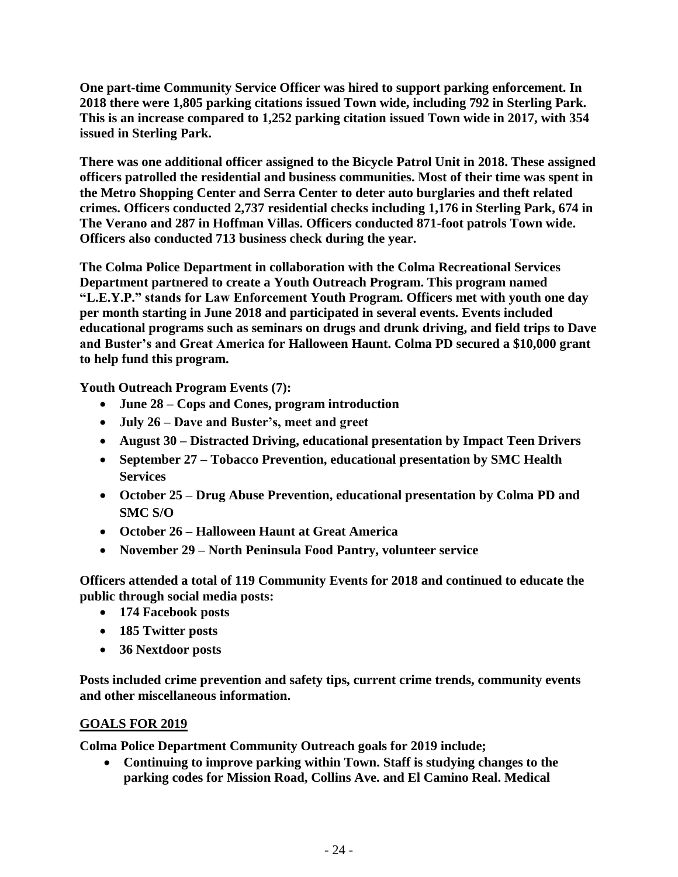**One part-time Community Service Officer was hired to support parking enforcement. In 2018 there were 1,805 parking citations issued Town wide, including 792 in Sterling Park. This is an increase compared to 1,252 parking citation issued Town wide in 2017, with 354 issued in Sterling Park.**

**There was one additional officer assigned to the Bicycle Patrol Unit in 2018. These assigned officers patrolled the residential and business communities. Most of their time was spent in the Metro Shopping Center and Serra Center to deter auto burglaries and theft related crimes. Officers conducted 2,737 residential checks including 1,176 in Sterling Park, 674 in The Verano and 287 in Hoffman Villas. Officers conducted 871-foot patrols Town wide. Officers also conducted 713 business check during the year.**

**The Colma Police Department in collaboration with the Colma Recreational Services Department partnered to create a Youth Outreach Program. This program named "L.E.Y.P." stands for Law Enforcement Youth Program. Officers met with youth one day per month starting in June 2018 and participated in several events. Events included educational programs such as seminars on drugs and drunk driving, and field trips to Dave and Buster's and Great America for Halloween Haunt. Colma PD secured a $10,000 grant to help fund this program.**

**Youth Outreach Program Events (7):**

- **June 28 – Cops and Cones, program introduction**
- **July 26 – Dave and Buster's, meet and greet**
- **August 30 – Distracted Driving, educational presentation by Impact Teen Drivers**
- **September 27 – Tobacco Prevention, educational presentation by SMC Health Services**
- **October 25 – Drug Abuse Prevention, educational presentation by Colma PD and SMC S/O**
- **October 26 – Halloween Haunt at Great America**
- **November 29 – North Peninsula Food Pantry, volunteer service**

**Officers attended a total of 119 Community Events for 2018 and continued to educate the public through social media posts:**

- **174 Facebook posts**
- **185 Twitter posts**
- **36 Nextdoor posts**

**Posts included crime prevention and safety tips, current crime trends, community events and other miscellaneous information.**

## GOALS FOR 2019

**Colma Police Department Community Outreach goals for 2019 include;**

- **Continuing to improve parking within Town. Staff is studying changes to the parking codes for Mission Road, Collins Ave. and El Camino Real. Medical**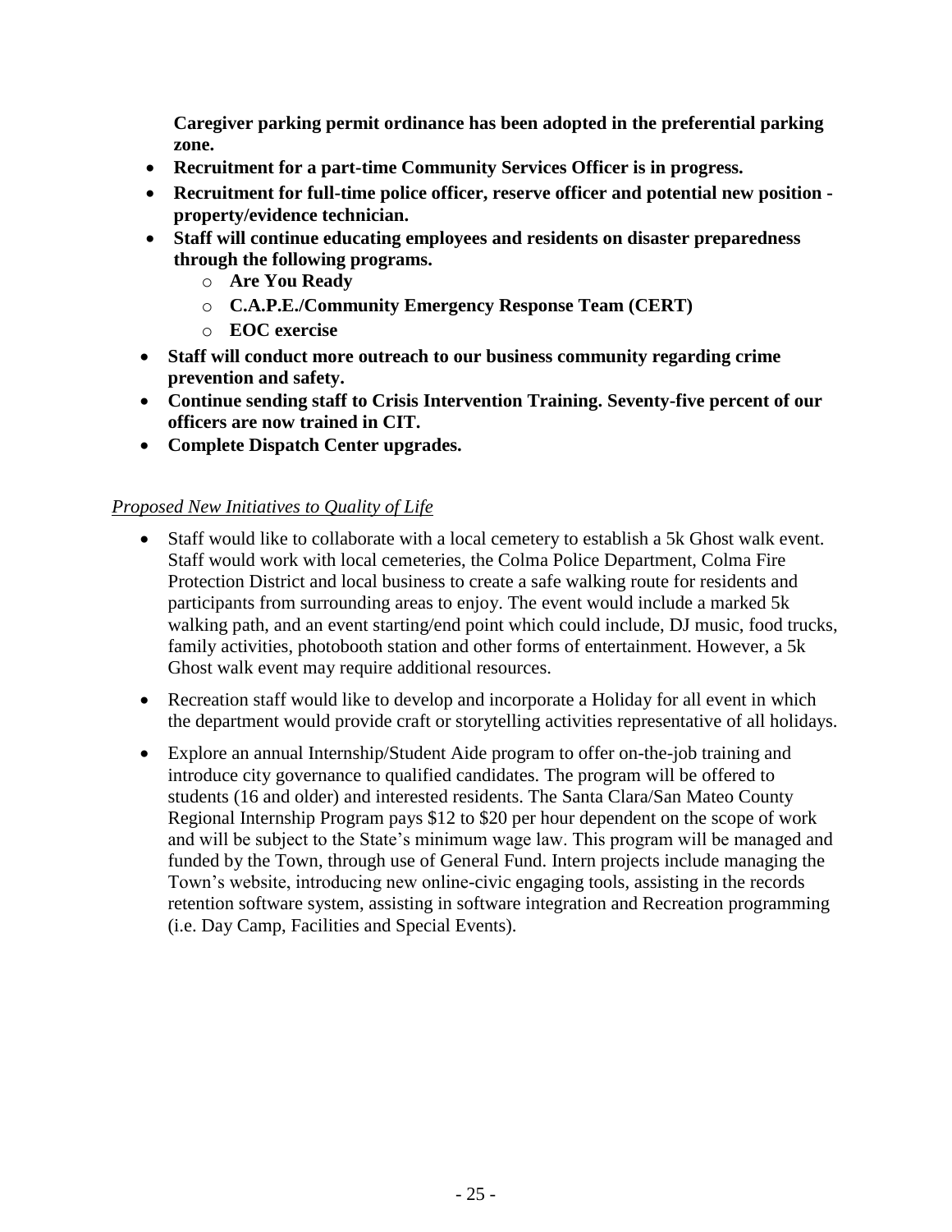**Caregiver parking permit ordinance has been adopted in the preferential parking zone.**

- **Recruitment for a part-time Community Services Officer is in progress.**
- **Recruitment for full-time police officer, reserve officer and potential new position - property/evidence technician.**
- **Staff will continue educating employees and residents on disaster preparedness through the following programs.**
  - **Are You Ready**
  - **C.A.P.E./Community Emergency Response Team (CERT)**
  - **EOC exercise**
- **Staff will conduct more outreach to our business community regarding crime prevention and safety.**
- **Continue sending staff to Crisis Intervention Training. Seventy-five percent of our officers are now trained in CIT.**
- **Complete Dispatch Center upgrades.**

*Proposed New Initiatives to Quality of Life*

- Staff would like to collaborate with a local cemetery to establish a 5k Ghost walk event. Staff would work with local cemeteries, the Colma Police Department, Colma Fire Protection District and local business to create a safe walking route for residents and participants from surrounding areas to enjoy. The event would include a marked 5k walking path, and an event starting/end point which could include, DJ music, food trucks, family activities, photobooth station and other forms of entertainment. However, a 5k Ghost walk event may require additional resources.
- Recreation staff would like to develop and incorporate a Holiday for all event in which the department would provide craft or storytelling activities representative of all holidays.
- Explore an annual Internship/Student Aide program to offer on-the-job training and introduce city governance to qualified candidates. The program will be offered to students (16 and older) and interested residents. The Santa Clara/San Mateo County Regional Internship Program pays $12 to $20 per hour dependent on the scope of work and will be subject to the State's minimum wage law. This program will be managed and funded by the Town, through use of General Fund. Intern projects include managing the Town's website, introducing new online-civic engaging tools, assisting in the records retention software system, assisting in software integration and Recreation programming (i.e. Day Camp, Facilities and Special Events).